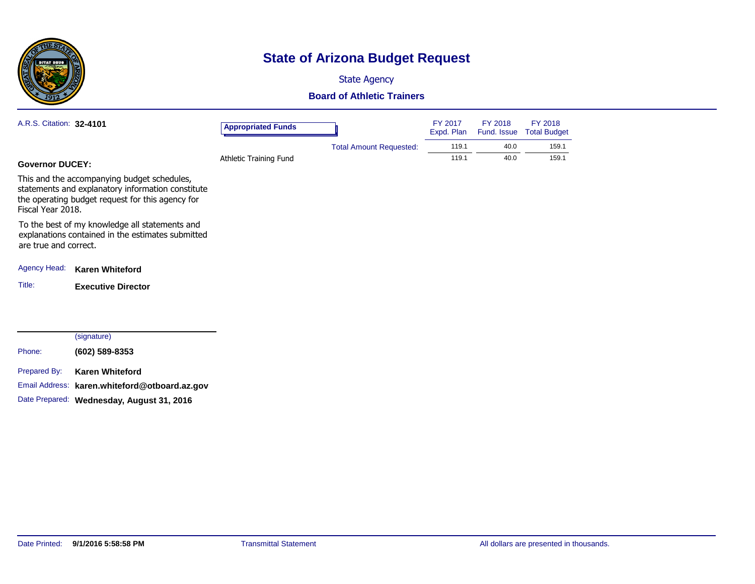# State of Arizona Budget Request

State Agency

**Board of Athletic Trainers**

A.R.S. Citation: **32-4101**

| Appropriated Funds | FY 2017 Expd. Plan | FY 2018 Fund. Issue | FY 2018 Total Budget |
|---|---|---|---|
| Total Amount Requested: | 119.1 | 40.0 | 159.1 |
| Athletic Training Fund | 119.1 | 40.0 | 159.1 |

**Governor DUCEY:**

This and the accompanying budget schedules, statements and explanatory information constitute the operating budget request for this agency for Fiscal Year 2018.

To the best of my knowledge all statements and explanations contained in the estimates submitted are true and correct.

Agency Head: **Karen Whiteford**

Title: **Executive Director**

(signature)

Phone: **(602) 589-8353**

Prepared By: **Karen Whiteford**

Email Address: **karen.whiteford@otboard.az.gov**

Date Prepared: **Wednesday, August 31, 2016**

Date Printed: **9/1/2016 5:58:58 PM**

Transmittal Statement

All dollars are presented in thousands.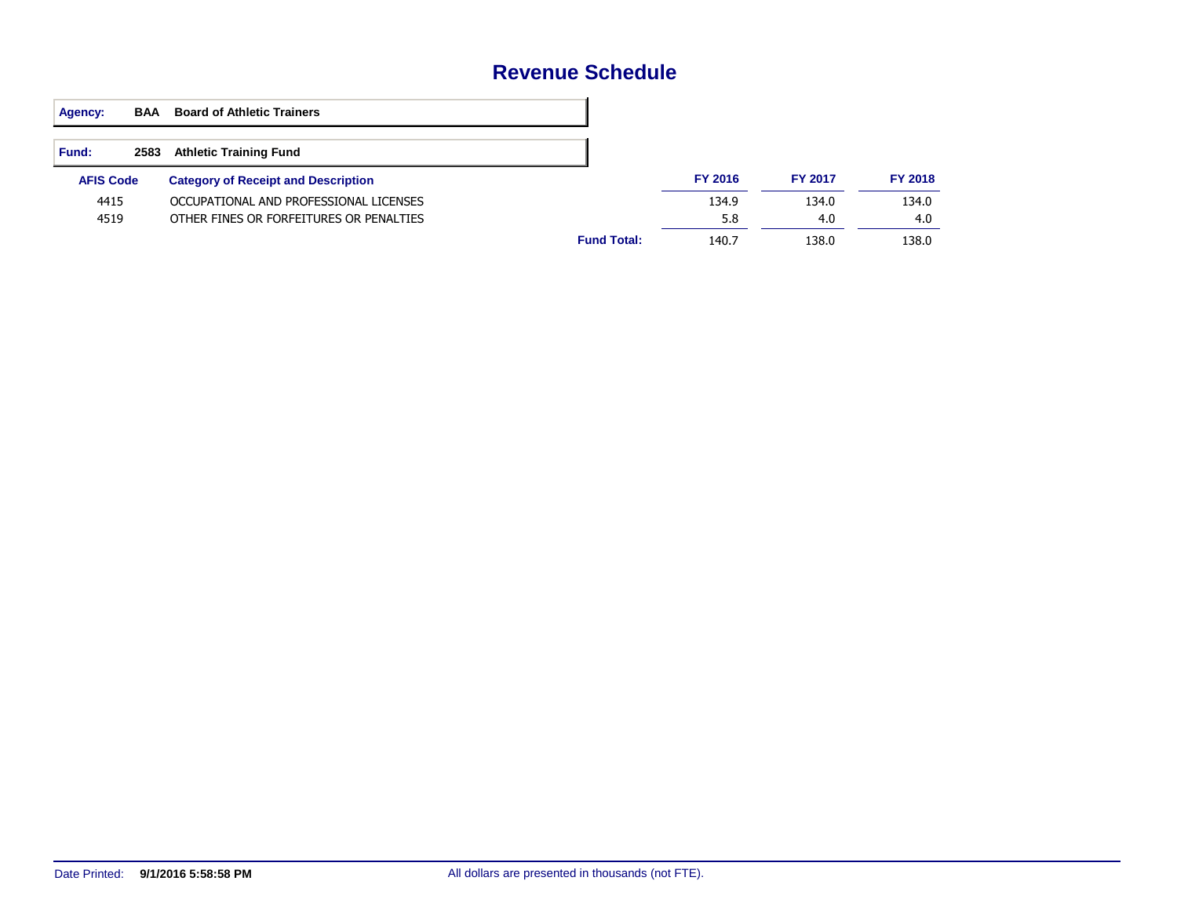# Revenue Schedule

**Agency:** BAA **Board of Athletic Trainers**

**Fund:** 2583 **Athletic Training Fund**

| AFIS Code | Category of Receipt and Description | | FY 2016 | FY 2017 | FY 2018 |
|---|---|---|---|---|---|
| 4415 | OCCUPATIONAL AND PROFESSIONAL LICENSES | | 134.9 | 134.0 | 134.0 |
| 4519 | OTHER FINES OR FORFEITURES OR PENALTIES | | 5.8 | 4.0 | 4.0 |
| | | **Fund Total:** | 140.7 | 138.0 | 138.0 |

Date Printed: **9/1/2016 5:58:58 PM**

All dollars are presented in thousands (not FTE).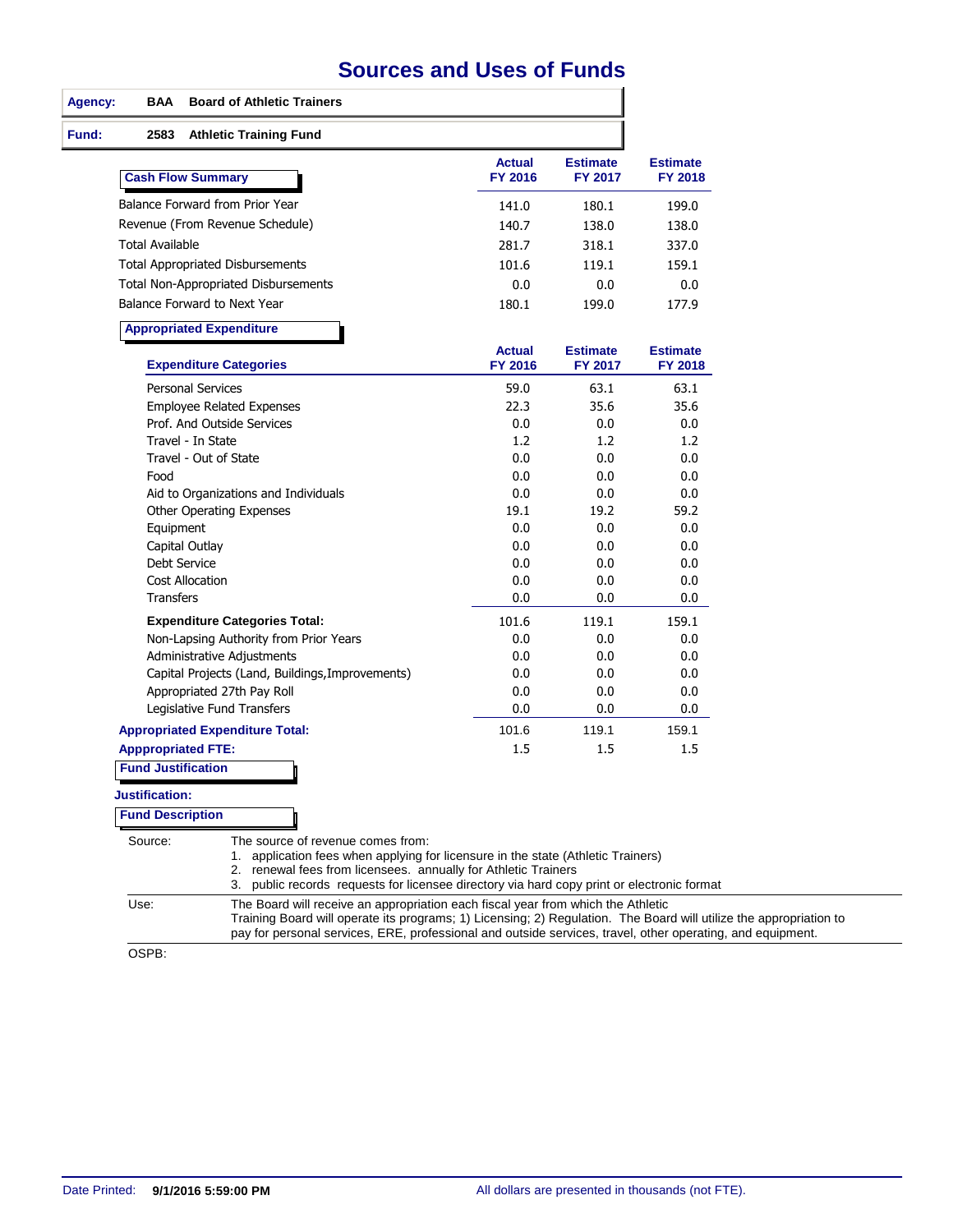# Sources and Uses of Funds

**Agency:** BAA Board of Athletic Trainers

**Fund:** 2583 Athletic Training Fund

## Cash Flow Summary

| Cash Flow Summary | Actual FY 2016 | Estimate FY 2017 | Estimate FY 2018 |
|---|---|---|---|
| Balance Forward from Prior Year | 141.0 | 180.1 | 199.0 |
| Revenue (From Revenue Schedule) | 140.7 | 138.0 | 138.0 |
| Total Available | 281.7 | 318.1 | 337.0 |
| Total Appropriated Disbursements | 101.6 | 119.1 | 159.1 |
| Total Non-Appropriated Disbursements | 0.0 | 0.0 | 0.0 |
| Balance Forward to Next Year | 180.1 | 199.0 | 177.9 |

## Appropriated Expenditure

| Expenditure Categories | Actual FY 2016 | Estimate FY 2017 | Estimate FY 2018 |
|---|---|---|---|
| Personal Services | 59.0 | 63.1 | 63.1 |
| Employee Related Expenses | 22.3 | 35.6 | 35.6 |
| Prof. And Outside Services | 0.0 | 0.0 | 0.0 |
| Travel - In State | 1.2 | 1.2 | 1.2 |
| Travel - Out of State | 0.0 | 0.0 | 0.0 |
| Food | 0.0 | 0.0 | 0.0 |
| Aid to Organizations and Individuals | 0.0 | 0.0 | 0.0 |
| Other Operating Expenses | 19.1 | 19.2 | 59.2 |
| Equipment | 0.0 | 0.0 | 0.0 |
| Capital Outlay | 0.0 | 0.0 | 0.0 |
| Debt Service | 0.0 | 0.0 | 0.0 |
| Cost Allocation | 0.0 | 0.0 | 0.0 |
| Transfers | 0.0 | 0.0 | 0.0 |
| **Expenditure Categories Total:** | 101.6 | 119.1 | 159.1 |
| Non-Lapsing Authority from Prior Years | 0.0 | 0.0 | 0.0 |
| Administrative Adjustments | 0.0 | 0.0 | 0.0 |
| Capital Projects (Land, Buildings,Improvements) | 0.0 | 0.0 | 0.0 |
| Appropriated 27th Pay Roll | 0.0 | 0.0 | 0.0 |
| Legislative Fund Transfers | 0.0 | 0.0 | 0.0 |
| **Appropriated Expenditure Total:** | 101.6 | 119.1 | 159.1 |
| **Apppropriated FTE:** | 1.5 | 1.5 | 1.5 |

## Fund Justification

**Justification:**

## Fund Description

**Source:** The source of revenue comes from:
1. application fees when applying for licensure in the state (Athletic Trainers)
2. renewal fees from licensees. annually for Athletic Trainers
3. public records requests for licensee directory via hard copy print or electronic format

**Use:** The Board will receive an appropriation each fiscal year from which the Athletic Training Board will operate its programs; 1) Licensing; 2) Regulation. The Board will utilize the appropriation to pay for personal services, ERE, professional and outside services, travel, other operating, and equipment.

**OSPB:**

Date Printed: 9/1/2016 5:59:00 PM — All dollars are presented in thousands (not FTE).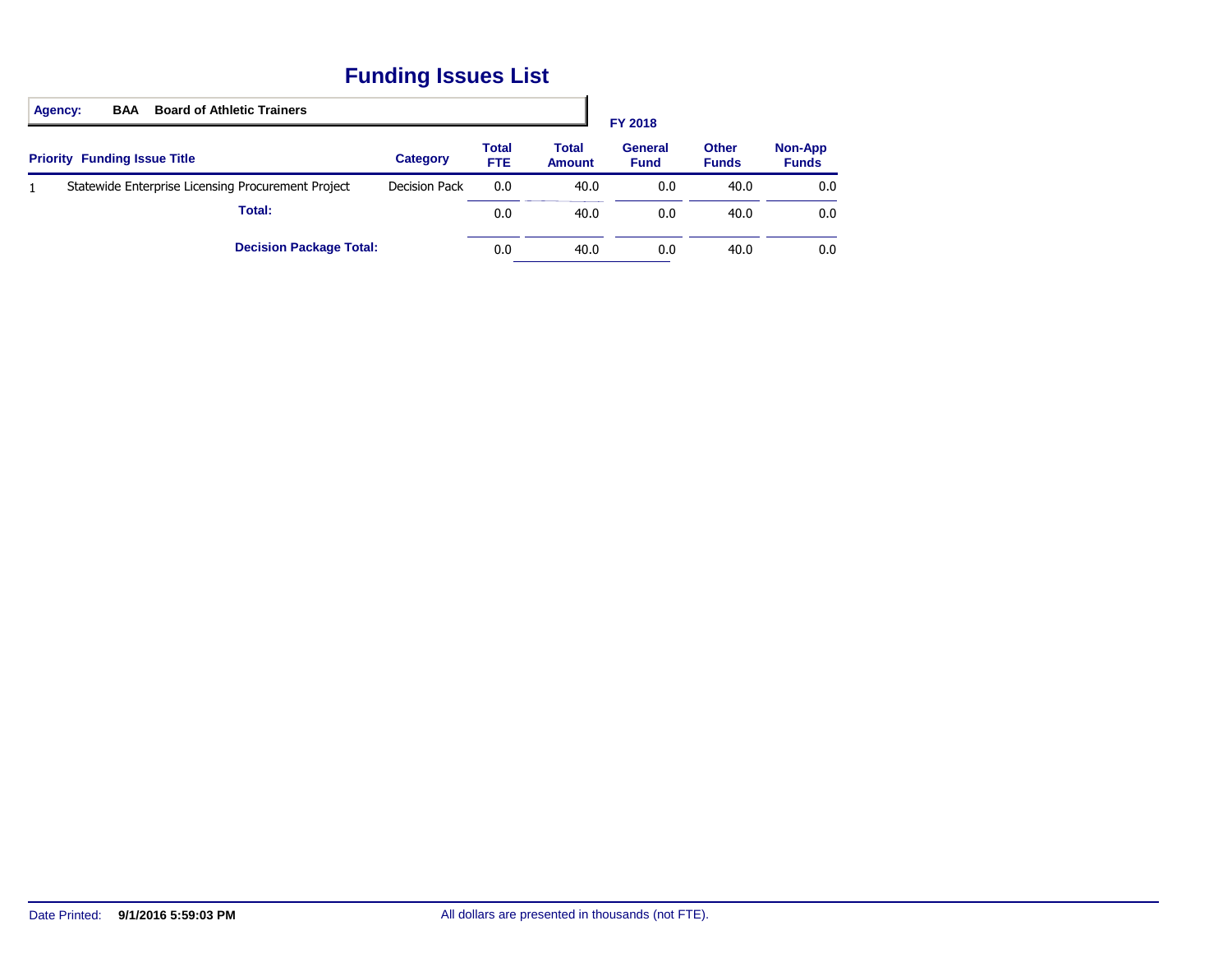# Funding Issues List

**Agency:** **BAA** **Board of Athletic Trainers**

| Priority | Funding Issue Title | Category | Total FTE | Total Amount | General Fund | Other Funds | Non-App Funds |
|---|---|---|---|---|---|---|---|
| | | | | | FY 2018 | | |
| 1 | Statewide Enterprise Licensing Procurement Project | Decision Pack | 0.0 | 40.0 | 0.0 | 40.0 | 0.0 |
| | **Total:** | | 0.0 | 40.0 | 0.0 | 40.0 | 0.0 |
| | **Decision Package Total:** | | 0.0 | 40.0 | 0.0 | 40.0 | 0.0 |

Date Printed: **9/1/2016 5:59:03 PM**

All dollars are presented in thousands (not FTE).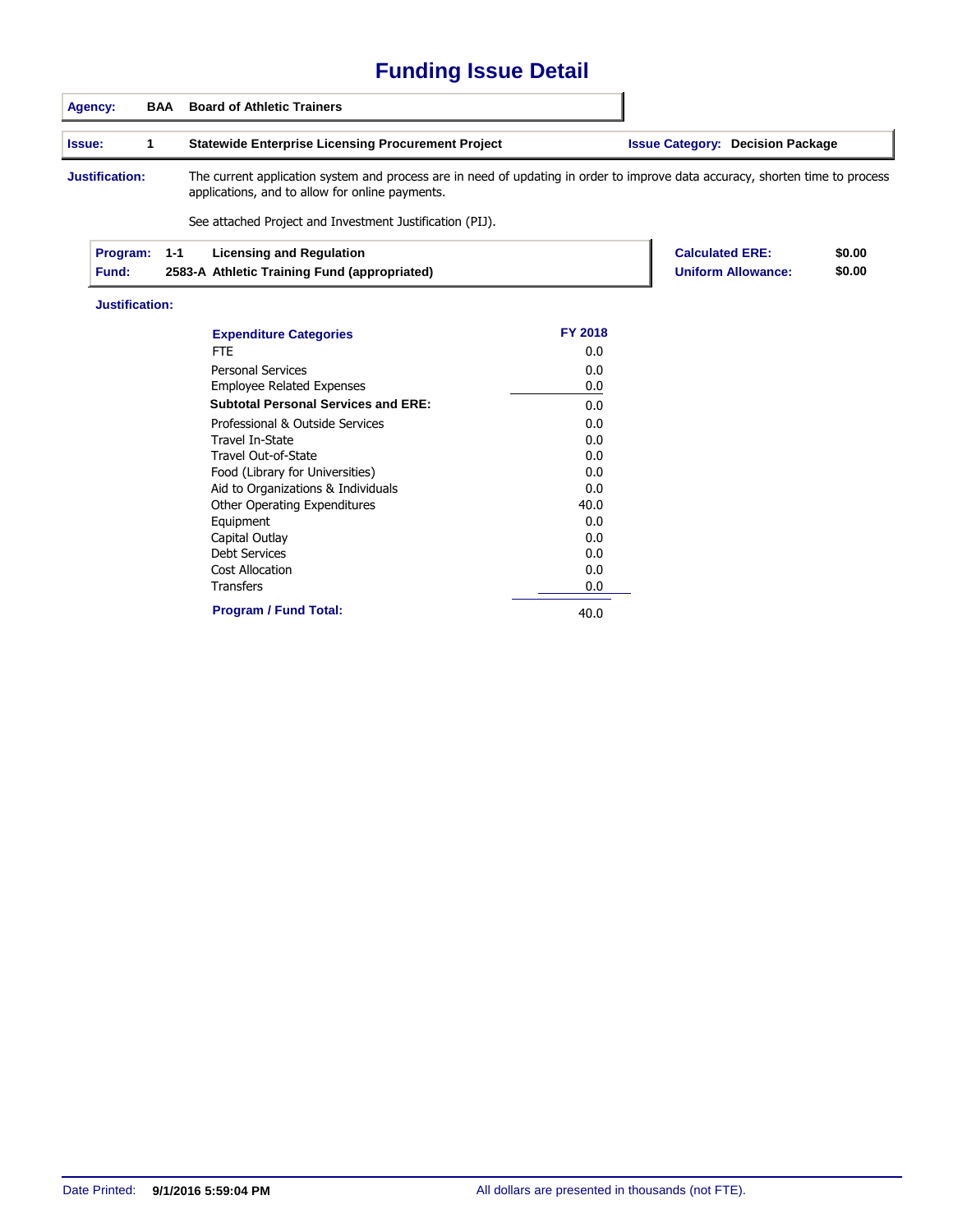# Funding Issue Detail

| | | |
|---|---|---|
| **Agency:** | **BAA** | **Board of Athletic Trainers** |

| | | | |
|---|---|---|---|
| **Issue:** | **1** | **Statewide Enterprise Licensing Procurement Project** | **Issue Category: Decision Package** |

**Justification:** The current application system and process are in need of updating in order to improve data accuracy, shorten time to process applications, and to allow for online payments.

See attached Project and Investment Justification (PIJ).

| | | | | |
|---|---|---|---|---|
| **Program:** | **1-1** | **Licensing and Regulation** | **Calculated ERE:** | **$0.00** |
| **Fund:** | **2583-A** | **Athletic Training Fund (appropriated)** | **Uniform Allowance:** | **$0.00** |

**Justification:**

| Expenditure Categories | FY 2018 |
|---|---|
| FTE | 0.0 |
| Personal Services | 0.0 |
| Employee Related Expenses | 0.0 |
| **Subtotal Personal Services and ERE:** | 0.0 |
| Professional & Outside Services | 0.0 |
| Travel In-State | 0.0 |
| Travel Out-of-State | 0.0 |
| Food (Library for Universities) | 0.0 |
| Aid to Organizations & Individuals | 0.0 |
| Other Operating Expenditures | 40.0 |
| Equipment | 0.0 |
| Capital Outlay | 0.0 |
| Debt Services | 0.0 |
| Cost Allocation | 0.0 |
| Transfers | 0.0 |
| **Program / Fund Total:** | 40.0 |

Date Printed: **9/1/2016 5:59:04 PM** All dollars are presented in thousands (not FTE).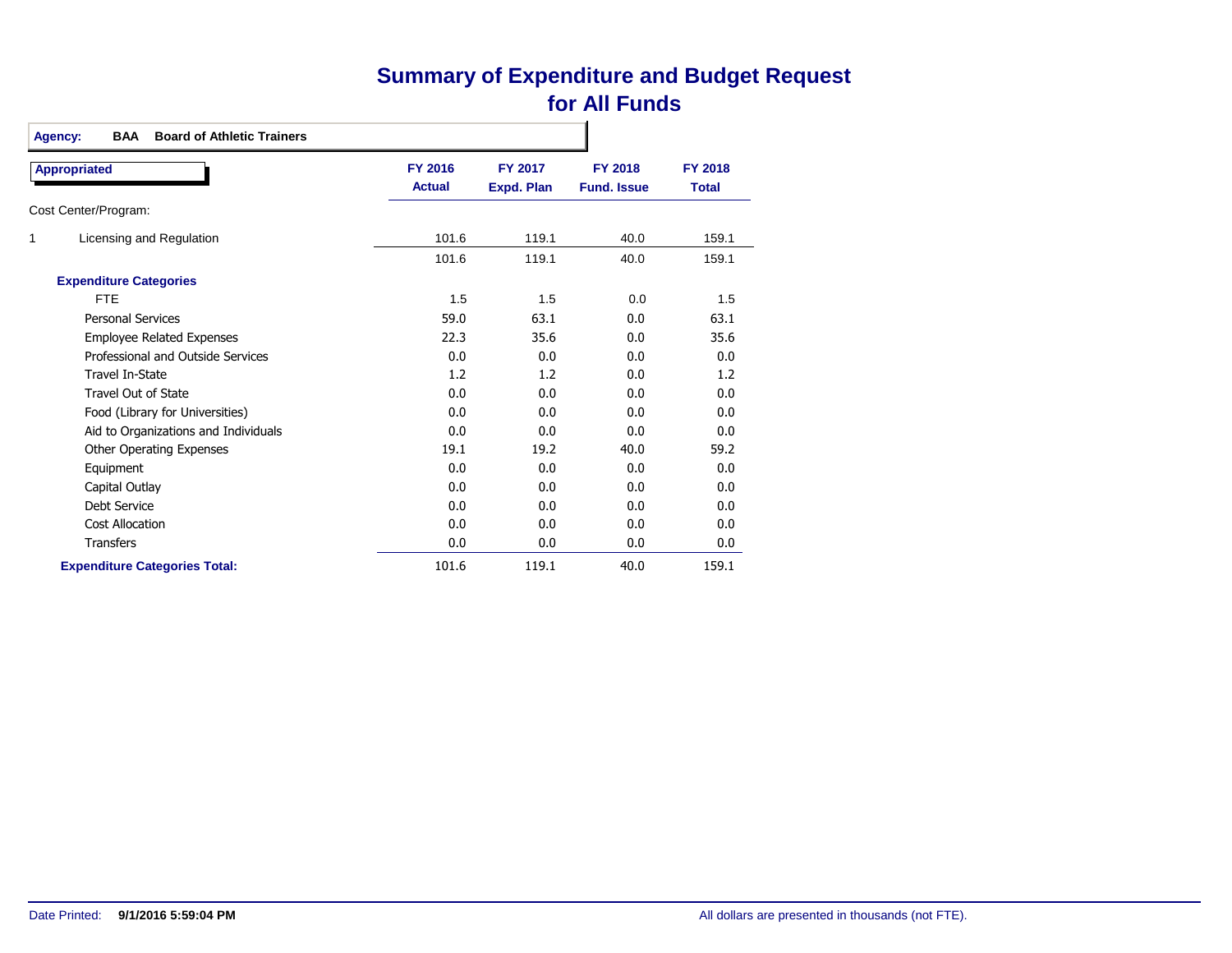# Summary of Expenditure and Budget Request for All Funds

**Agency:** **BAA** **Board of Athletic Trainers**

**Appropriated**

| | FY 2016 Actual | FY 2017 Expd. Plan | FY 2018 Fund. Issue | FY 2018 Total |
|---|---|---|---|---|
| Cost Center/Program: | | | | |
| 1 Licensing and Regulation | 101.6 | 119.1 | 40.0 | 159.1 |
| | 101.6 | 119.1 | 40.0 | 159.1 |
| **Expenditure Categories** | | | | |
| FTE | 1.5 | 1.5 | 0.0 | 1.5 |
| Personal Services | 59.0 | 63.1 | 0.0 | 63.1 |
| Employee Related Expenses | 22.3 | 35.6 | 0.0 | 35.6 |
| Professional and Outside Services | 0.0 | 0.0 | 0.0 | 0.0 |
| Travel In-State | 1.2 | 1.2 | 0.0 | 1.2 |
| Travel Out of State | 0.0 | 0.0 | 0.0 | 0.0 |
| Food (Library for Universities) | 0.0 | 0.0 | 0.0 | 0.0 |
| Aid to Organizations and Individuals | 0.0 | 0.0 | 0.0 | 0.0 |
| Other Operating Expenses | 19.1 | 19.2 | 40.0 | 59.2 |
| Equipment | 0.0 | 0.0 | 0.0 | 0.0 |
| Capital Outlay | 0.0 | 0.0 | 0.0 | 0.0 |
| Debt Service | 0.0 | 0.0 | 0.0 | 0.0 |
| Cost Allocation | 0.0 | 0.0 | 0.0 | 0.0 |
| Transfers | 0.0 | 0.0 | 0.0 | 0.0 |
| **Expenditure Categories Total:** | 101.6 | 119.1 | 40.0 | 159.1 |

Date Printed: **9/1/2016 5:59:04 PM**

All dollars are presented in thousands (not FTE).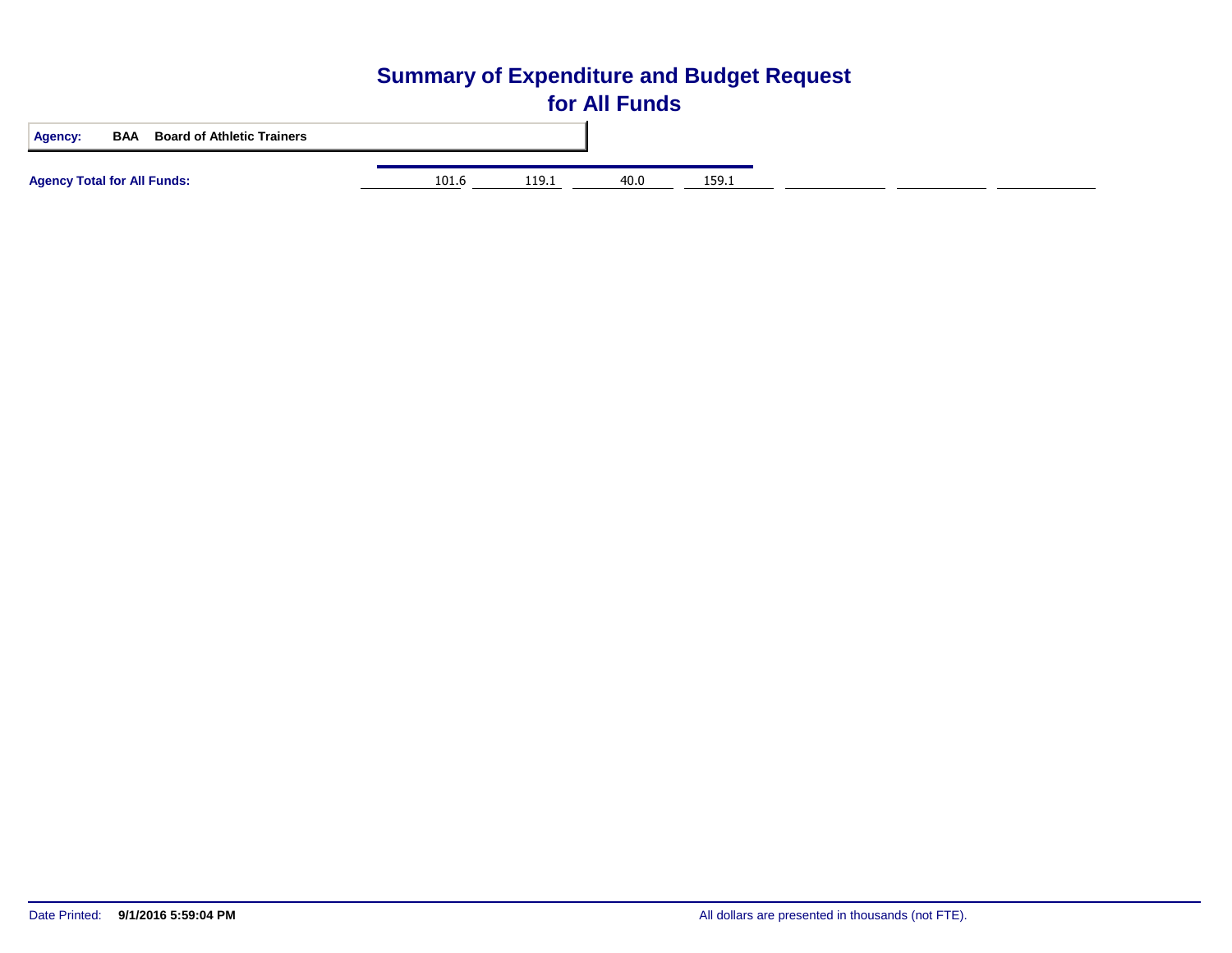# Summary of Expenditure and Budget Request for All Funds

**Agency:** **BAA Board of Athletic Trainers**

| | | | | | | | |
|---|---|---|---|---|---|---|---|
| **Agency Total for All Funds:** | 101.6 | 119.1 | 40.0 | 159.1 | | | |

All dollars are presented in thousands (not FTE).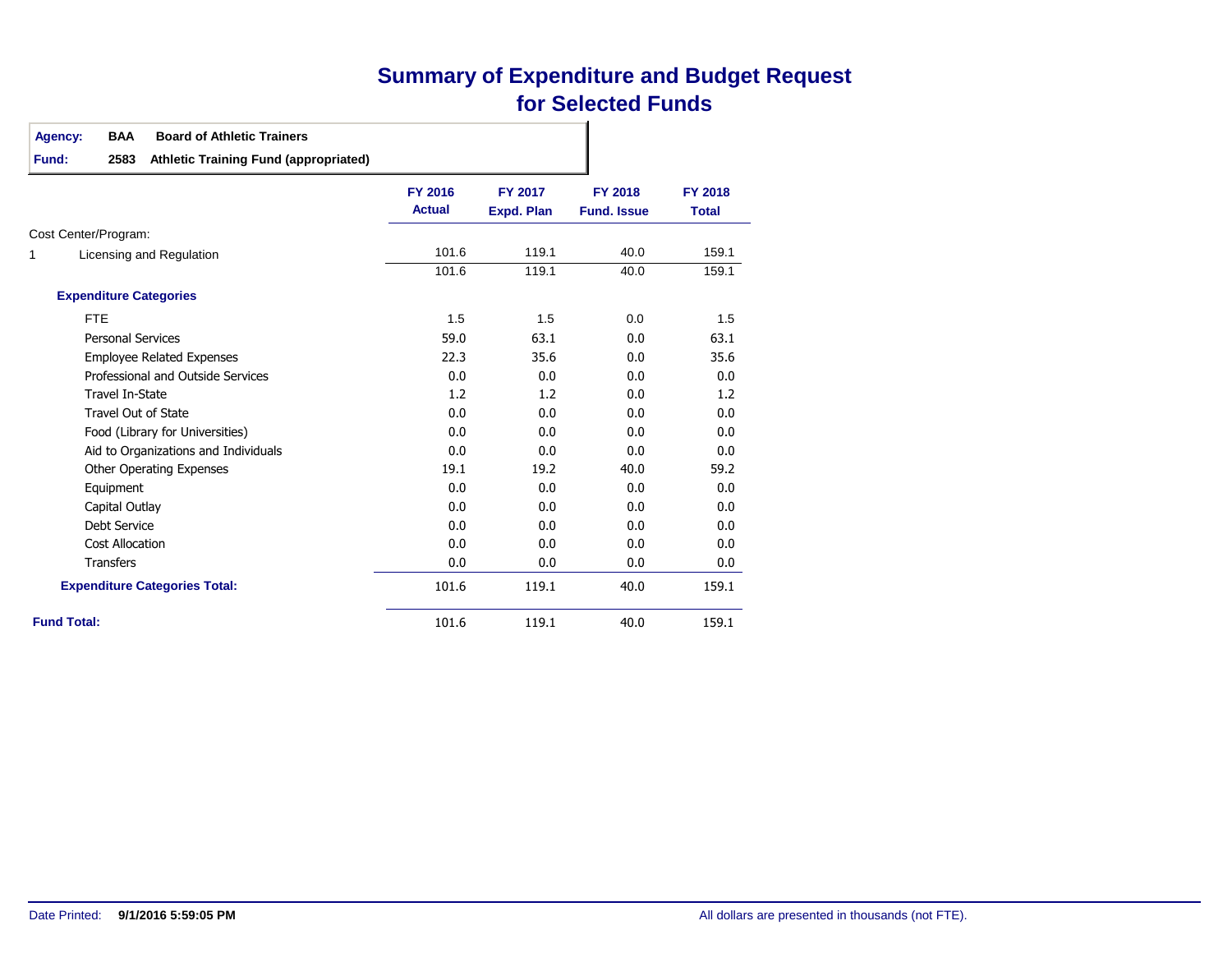# Summary of Expenditure and Budget Request for Selected Funds

**Agency:** BAA **Board of Athletic Trainers**

**Fund:** 2583 **Athletic Training Fund (appropriated)**

| | FY 2016 Actual | FY 2017 Expd. Plan | FY 2018 Fund. Issue | FY 2018 Total |
|---|---|---|---|---|
| Cost Center/Program: | | | | |
| 1 Licensing and Regulation | 101.6 | 119.1 | 40.0 | 159.1 |
| | 101.6 | 119.1 | 40.0 | 159.1 |
| **Expenditure Categories** | | | | |
| FTE | 1.5 | 1.5 | 0.0 | 1.5 |
| Personal Services | 59.0 | 63.1 | 0.0 | 63.1 |
| Employee Related Expenses | 22.3 | 35.6 | 0.0 | 35.6 |
| Professional and Outside Services | 0.0 | 0.0 | 0.0 | 0.0 |
| Travel In-State | 1.2 | 1.2 | 0.0 | 1.2 |
| Travel Out of State | 0.0 | 0.0 | 0.0 | 0.0 |
| Food (Library for Universities) | 0.0 | 0.0 | 0.0 | 0.0 |
| Aid to Organizations and Individuals | 0.0 | 0.0 | 0.0 | 0.0 |
| Other Operating Expenses | 19.1 | 19.2 | 40.0 | 59.2 |
| Equipment | 0.0 | 0.0 | 0.0 | 0.0 |
| Capital Outlay | 0.0 | 0.0 | 0.0 | 0.0 |
| Debt Service | 0.0 | 0.0 | 0.0 | 0.0 |
| Cost Allocation | 0.0 | 0.0 | 0.0 | 0.0 |
| Transfers | 0.0 | 0.0 | 0.0 | 0.0 |
| **Expenditure Categories Total:** | 101.6 | 119.1 | 40.0 | 159.1 |
| **Fund Total:** | 101.6 | 119.1 | 40.0 | 159.1 |

Date Printed: **9/1/2016 5:59:05 PM**

All dollars are presented in thousands (not FTE).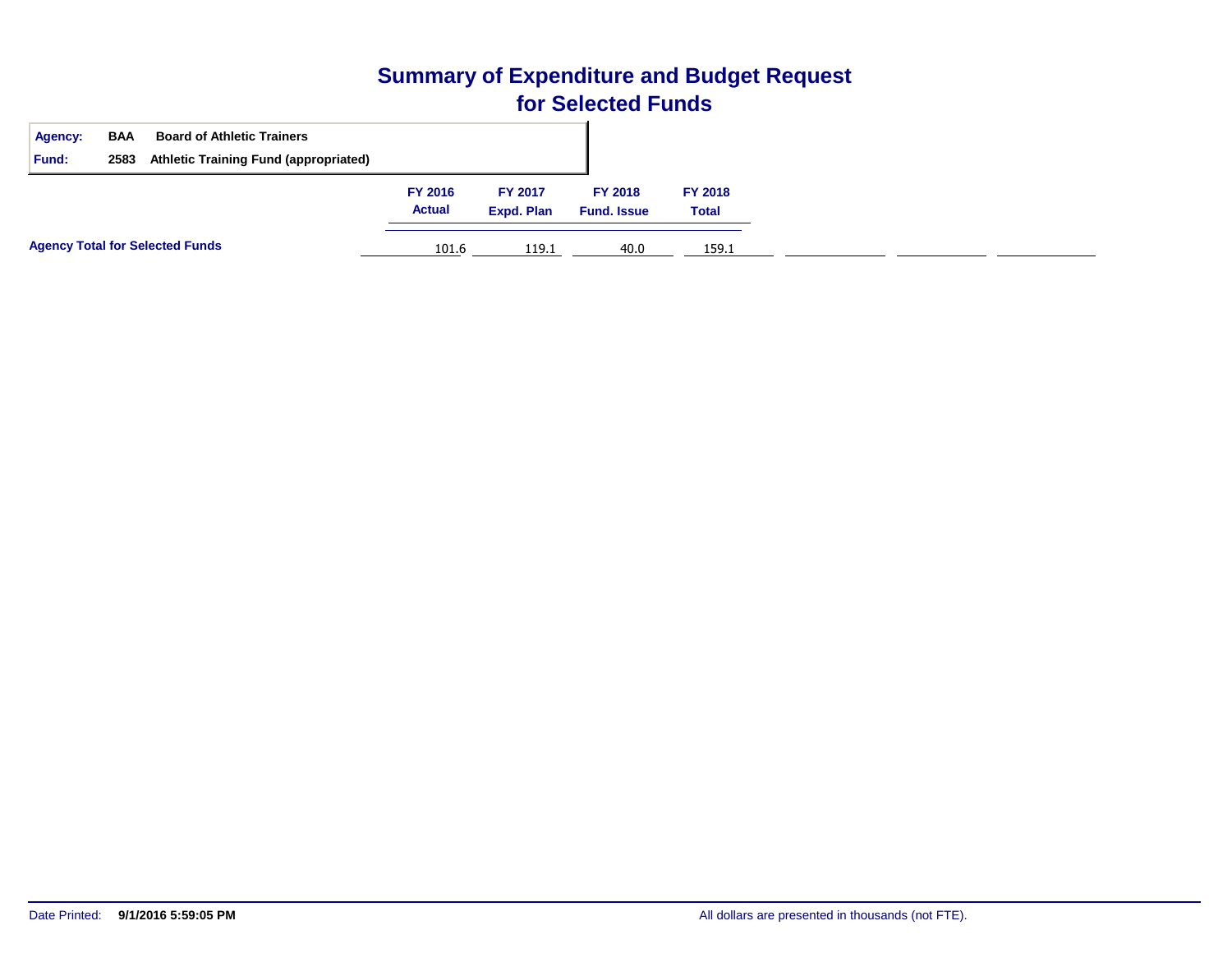# Summary of Expenditure and Budget Request for Selected Funds

| | | |
|---|---|---|
| **Agency:** | **BAA** | **Board of Athletic Trainers** |
| **Fund:** | **2583** | **Athletic Training Fund (appropriated)** |

| | FY 2016 Actual | FY 2017 Expd. Plan | FY 2018 Fund. Issue | FY 2018 Total |
|---|---|---|---|---|
| **Agency Total for Selected Funds** | 101.6 | 119.1 | 40.0 | 159.1 |

Date Printed: **9/1/2016 5:59:05 PM**

All dollars are presented in thousands (not FTE).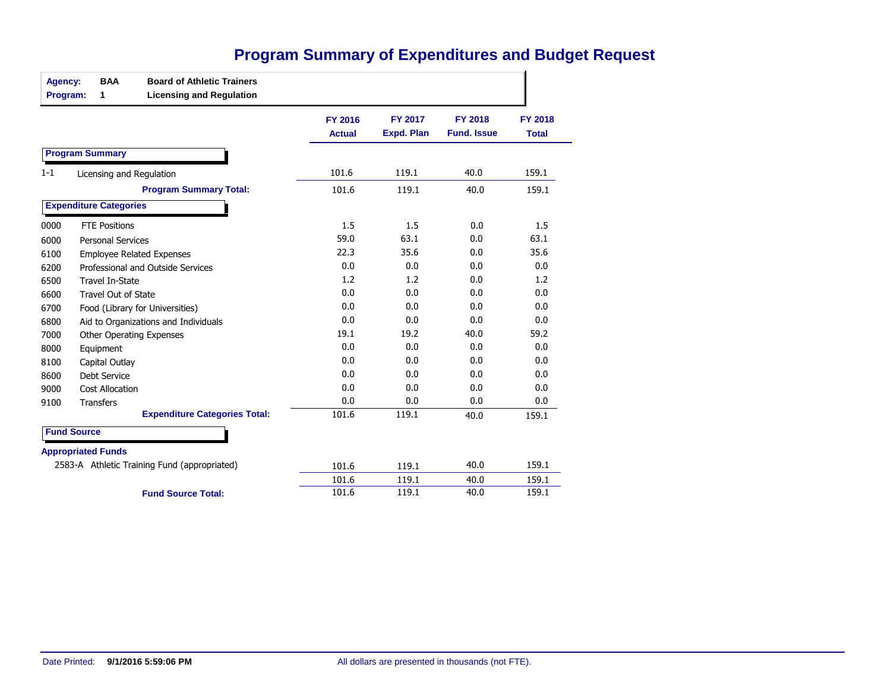# Program Summary of Expenditures and Budget Request

**Agency:** BAA **Board of Athletic Trainers**
**Program:** 1 **Licensing and Regulation**

| | | FY 2016 Actual | FY 2017 Expd. Plan | FY 2018 Fund. Issue | FY 2018 Total |
|---|---|---|---|---|---|
| **Program Summary** | | | | | |
| 1-1 | Licensing and Regulation | 101.6 | 119.1 | 40.0 | 159.1 |
| | **Program Summary Total:** | 101.6 | 119.1 | 40.0 | 159.1 |
| **Expenditure Categories** | | | | | |
| 0000 | FTE Positions | 1.5 | 1.5 | 0.0 | 1.5 |
| 6000 | Personal Services | 59.0 | 63.1 | 0.0 | 63.1 |
| 6100 | Employee Related Expenses | 22.3 | 35.6 | 0.0 | 35.6 |
| 6200 | Professional and Outside Services | 0.0 | 0.0 | 0.0 | 0.0 |
| 6500 | Travel In-State | 1.2 | 1.2 | 0.0 | 1.2 |
| 6600 | Travel Out of State | 0.0 | 0.0 | 0.0 | 0.0 |
| 6700 | Food (Library for Universities) | 0.0 | 0.0 | 0.0 | 0.0 |
| 6800 | Aid to Organizations and Individuals | 0.0 | 0.0 | 0.0 | 0.0 |
| 7000 | Other Operating Expenses | 19.1 | 19.2 | 40.0 | 59.2 |
| 8000 | Equipment | 0.0 | 0.0 | 0.0 | 0.0 |
| 8100 | Capital Outlay | 0.0 | 0.0 | 0.0 | 0.0 |
| 8600 | Debt Service | 0.0 | 0.0 | 0.0 | 0.0 |
| 9000 | Cost Allocation | 0.0 | 0.0 | 0.0 | 0.0 |
| 9100 | Transfers | 0.0 | 0.0 | 0.0 | 0.0 |
| | **Expenditure Categories Total:** | 101.6 | 119.1 | 40.0 | 159.1 |
| **Fund Source** | | | | | |
| **Appropriated Funds** | | | | | |
| 2583-A | Athletic Training Fund (appropriated) | 101.6 | 119.1 | 40.0 | 159.1 |
| | | 101.6 | 119.1 | 40.0 | 159.1 |
| | **Fund Source Total:** | 101.6 | 119.1 | 40.0 | 159.1 |

Date Printed: **9/1/2016 5:59:06 PM**

All dollars are presented in thousands (not FTE).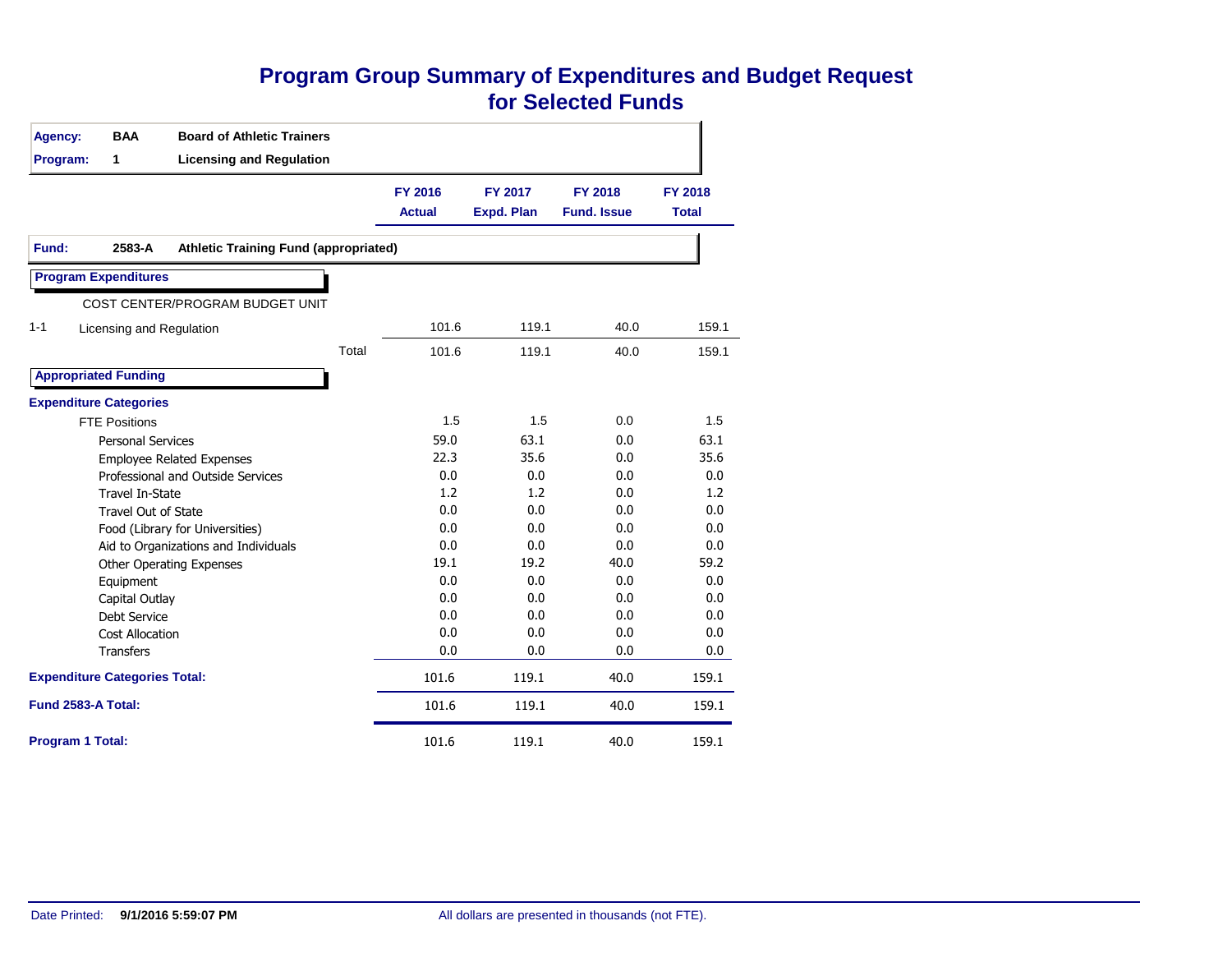# Program Group Summary of Expenditures and Budget Request for Selected Funds

**Agency:** BAA **Board of Athletic Trainers**

**Program:** 1 **Licensing and Regulation**

**Fund:** 2583-A **Athletic Training Fund (appropriated)**

| | FY 2016 Actual | FY 2017 Expd. Plan | FY 2018 Fund. Issue | FY 2018 Total |
|---|---|---|---|---|
| **Program Expenditures** | | | | |
| COST CENTER/PROGRAM BUDGET UNIT | | | | |
| 1-1 Licensing and Regulation | 101.6 | 119.1 | 40.0 | 159.1 |
| Total | 101.6 | 119.1 | 40.0 | 159.1 |
| **Appropriated Funding** | | | | |
| **Expenditure Categories** | | | | |
| FTE Positions | 1.5 | 1.5 | 0.0 | 1.5 |
| Personal Services | 59.0 | 63.1 | 0.0 | 63.1 |
| Employee Related Expenses | 22.3 | 35.6 | 0.0 | 35.6 |
| Professional and Outside Services | 0.0 | 0.0 | 0.0 | 0.0 |
| Travel In-State | 1.2 | 1.2 | 0.0 | 1.2 |
| Travel Out of State | 0.0 | 0.0 | 0.0 | 0.0 |
| Food (Library for Universities) | 0.0 | 0.0 | 0.0 | 0.0 |
| Aid to Organizations and Individuals | 0.0 | 0.0 | 0.0 | 0.0 |
| Other Operating Expenses | 19.1 | 19.2 | 40.0 | 59.2 |
| Equipment | 0.0 | 0.0 | 0.0 | 0.0 |
| Capital Outlay | 0.0 | 0.0 | 0.0 | 0.0 |
| Debt Service | 0.0 | 0.0 | 0.0 | 0.0 |
| Cost Allocation | 0.0 | 0.0 | 0.0 | 0.0 |
| Transfers | 0.0 | 0.0 | 0.0 | 0.0 |
| **Expenditure Categories Total:** | 101.6 | 119.1 | 40.0 | 159.1 |
| **Fund 2583-A Total:** | 101.6 | 119.1 | 40.0 | 159.1 |
| **Program 1 Total:** | 101.6 | 119.1 | 40.0 | 159.1 |

Date Printed: **9/1/2016 5:59:07 PM**

All dollars are presented in thousands (not FTE).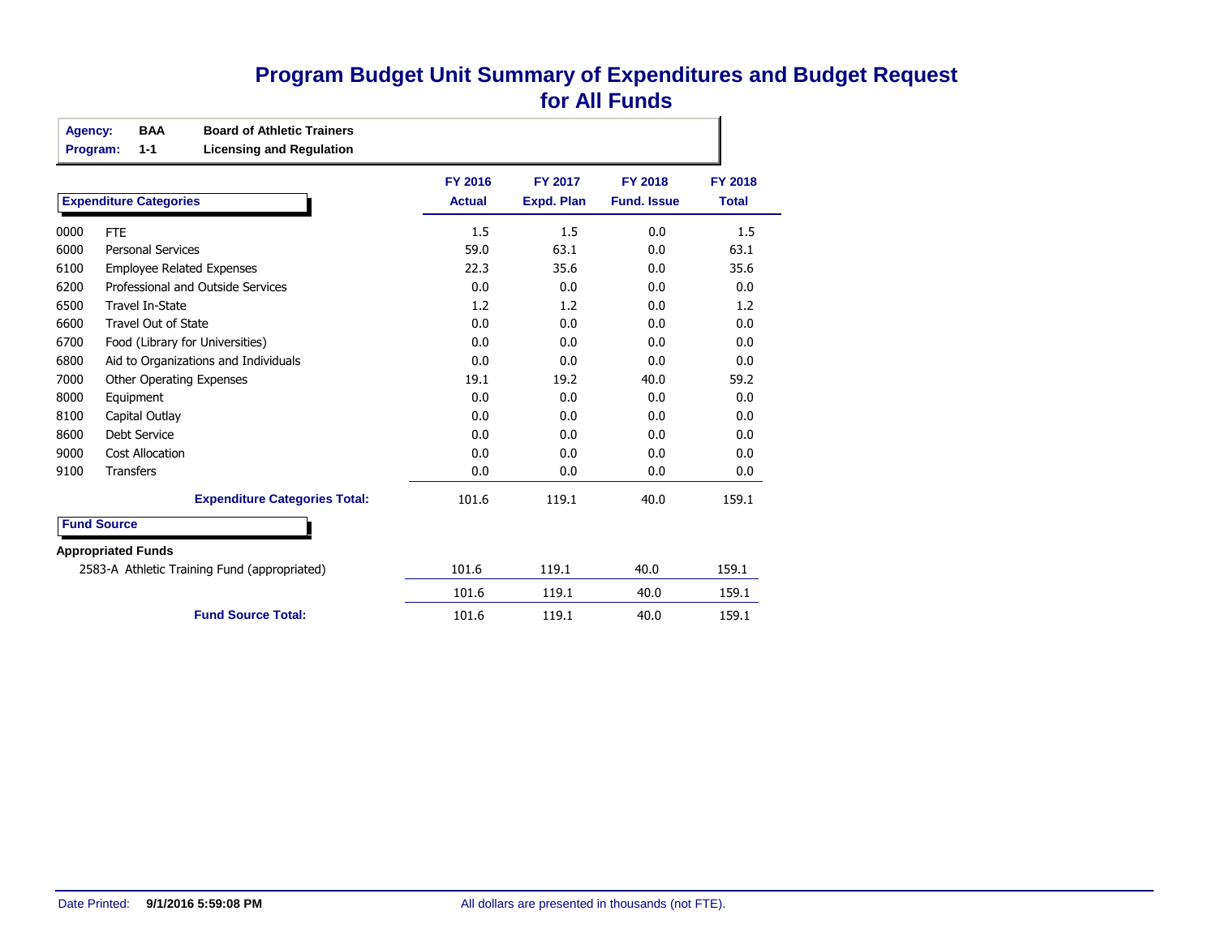# Program Budget Unit Summary of Expenditures and Budget Request for All Funds

**Agency:** BAA **Board of Athletic Trainers**
**Program:** 1-1 **Licensing and Regulation**

| Expenditure Categories | | FY 2016 Actual | FY 2017 Expd. Plan | FY 2018 Fund. Issue | FY 2018 Total |
|---|---|---|---|---|---|
| 0000 | FTE | 1.5 | 1.5 | 0.0 | 1.5 |
| 6000 | Personal Services | 59.0 | 63.1 | 0.0 | 63.1 |
| 6100 | Employee Related Expenses | 22.3 | 35.6 | 0.0 | 35.6 |
| 6200 | Professional and Outside Services | 0.0 | 0.0 | 0.0 | 0.0 |
| 6500 | Travel In-State | 1.2 | 1.2 | 0.0 | 1.2 |
| 6600 | Travel Out of State | 0.0 | 0.0 | 0.0 | 0.0 |
| 6700 | Food (Library for Universities) | 0.0 | 0.0 | 0.0 | 0.0 |
| 6800 | Aid to Organizations and Individuals | 0.0 | 0.0 | 0.0 | 0.0 |
| 7000 | Other Operating Expenses | 19.1 | 19.2 | 40.0 | 59.2 |
| 8000 | Equipment | 0.0 | 0.0 | 0.0 | 0.0 |
| 8100 | Capital Outlay | 0.0 | 0.0 | 0.0 | 0.0 |
| 8600 | Debt Service | 0.0 | 0.0 | 0.0 | 0.0 |
| 9000 | Cost Allocation | 0.0 | 0.0 | 0.0 | 0.0 |
| 9100 | Transfers | 0.0 | 0.0 | 0.0 | 0.0 |
| | **Expenditure Categories Total:** | 101.6 | 119.1 | 40.0 | 159.1 |

| Fund Source | FY 2016 Actual | FY 2017 Expd. Plan | FY 2018 Fund. Issue | FY 2018 Total |
|---|---|---|---|---|
| **Appropriated Funds** | | | | |
| 2583-A Athletic Training Fund (appropriated) | 101.6 | 119.1 | 40.0 | 159.1 |
| | 101.6 | 119.1 | 40.0 | 159.1 |
| **Fund Source Total:** | 101.6 | 119.1 | 40.0 | 159.1 |

Date Printed: **9/1/2016 5:59:08 PM**

All dollars are presented in thousands (not FTE).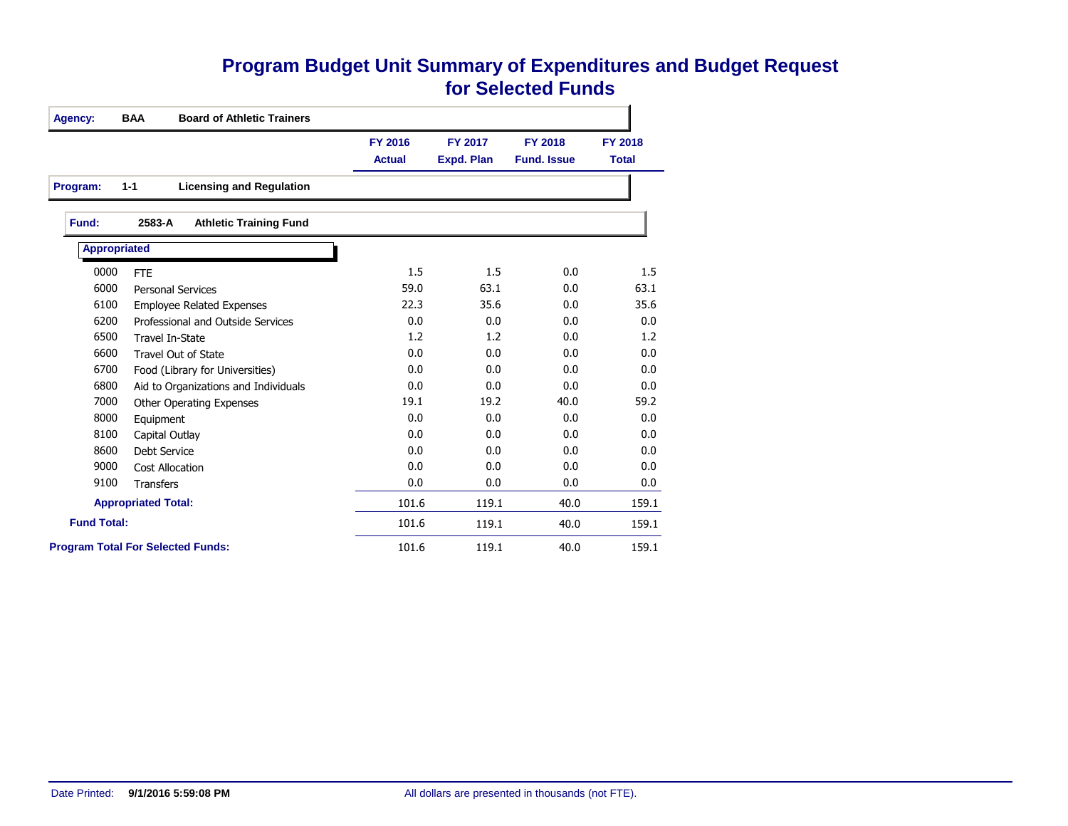# Program Budget Unit Summary of Expenditures and Budget Request for Selected Funds

**Agency:** BAA **Board of Athletic Trainers**

**Program:** 1-1 **Licensing and Regulation**

**Fund:** 2583-A **Athletic Training Fund**

| | | FY 2016 Actual | FY 2017 Expd. Plan | FY 2018 Fund. Issue | FY 2018 Total |
|---|---|---|---|---|---|
| **Appropriated** | | | | | |
| 0000 | FTE | 1.5 | 1.5 | 0.0 | 1.5 |
| 6000 | Personal Services | 59.0 | 63.1 | 0.0 | 63.1 |
| 6100 | Employee Related Expenses | 22.3 | 35.6 | 0.0 | 35.6 |
| 6200 | Professional and Outside Services | 0.0 | 0.0 | 0.0 | 0.0 |
| 6500 | Travel In-State | 1.2 | 1.2 | 0.0 | 1.2 |
| 6600 | Travel Out of State | 0.0 | 0.0 | 0.0 | 0.0 |
| 6700 | Food (Library for Universities) | 0.0 | 0.0 | 0.0 | 0.0 |
| 6800 | Aid to Organizations and Individuals | 0.0 | 0.0 | 0.0 | 0.0 |
| 7000 | Other Operating Expenses | 19.1 | 19.2 | 40.0 | 59.2 |
| 8000 | Equipment | 0.0 | 0.0 | 0.0 | 0.0 |
| 8100 | Capital Outlay | 0.0 | 0.0 | 0.0 | 0.0 |
| 8600 | Debt Service | 0.0 | 0.0 | 0.0 | 0.0 |
| 9000 | Cost Allocation | 0.0 | 0.0 | 0.0 | 0.0 |
| 9100 | Transfers | 0.0 | 0.0 | 0.0 | 0.0 |
| **Appropriated Total:** | | 101.6 | 119.1 | 40.0 | 159.1 |
| **Fund Total:** | | 101.6 | 119.1 | 40.0 | 159.1 |
| **Program Total For Selected Funds:** | | 101.6 | 119.1 | 40.0 | 159.1 |

Date Printed: **9/1/2016 5:59:08 PM**

All dollars are presented in thousands (not FTE).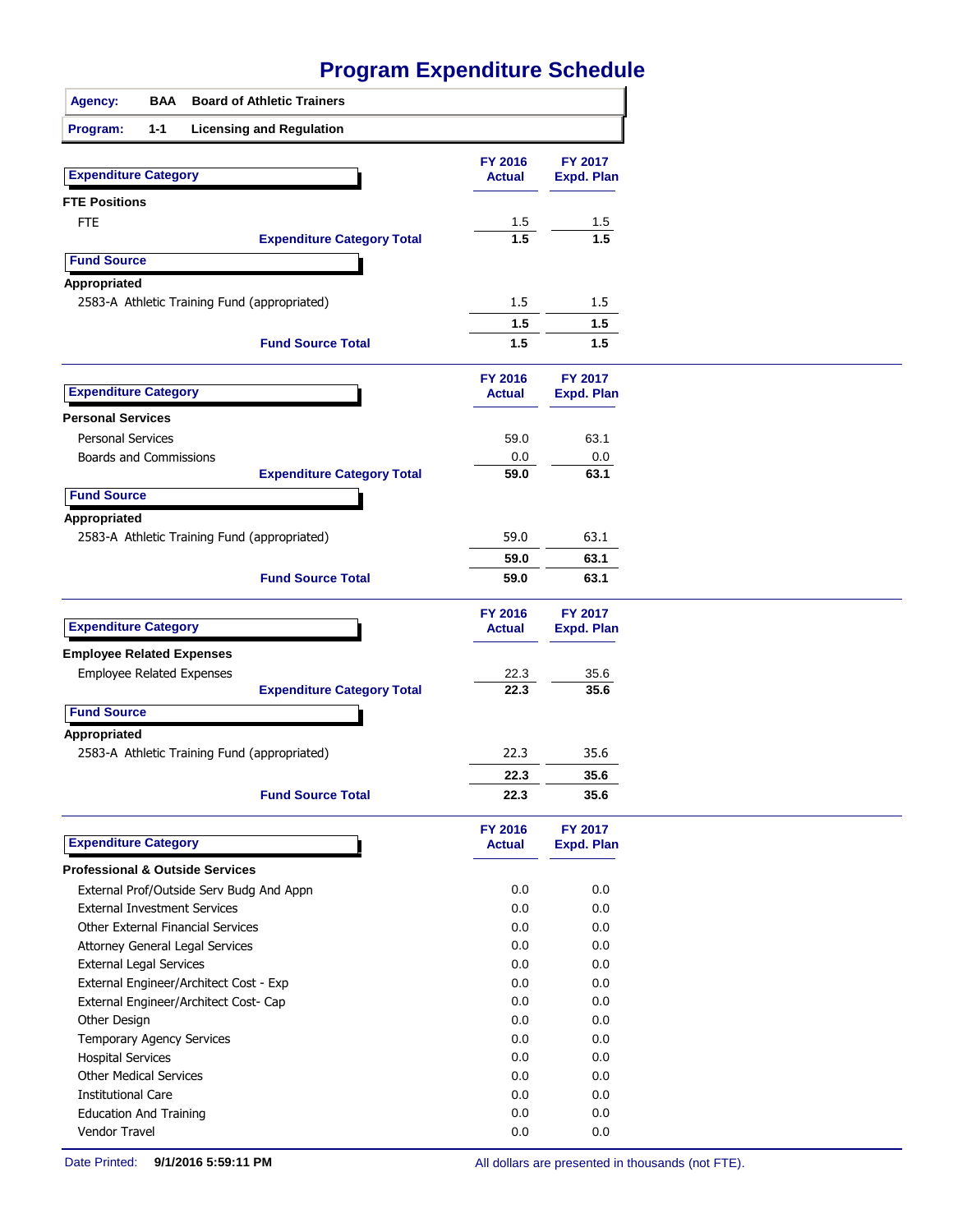# Program Expenditure Schedule

| **Agency:** | **BAA** | **Board of Athletic Trainers** |
|---|---|---|
| **Program:** | **1-1** | **Licensing and Regulation** |

| Expenditure Category | FY 2016 Actual | FY 2017 Expd. Plan |
|---|---|---|
| **FTE Positions** | | |
| FTE | 1.5 | 1.5 |
| **Expenditure Category Total** | **1.5** | **1.5** |
| **Fund Source** | | |
| **Appropriated** | | |
| 2583-A Athletic Training Fund (appropriated) | 1.5 | 1.5 |
| | **1.5** | **1.5** |
| **Fund Source Total** | **1.5** | **1.5** |

| Expenditure Category | FY 2016 Actual | FY 2017 Expd. Plan |
|---|---|---|
| **Personal Services** | | |
| Personal Services | 59.0 | 63.1 |
| Boards and Commissions | 0.0 | 0.0 |
| **Expenditure Category Total** | **59.0** | **63.1** |
| **Fund Source** | | |
| **Appropriated** | | |
| 2583-A Athletic Training Fund (appropriated) | 59.0 | 63.1 |
| | **59.0** | **63.1** |
| **Fund Source Total** | **59.0** | **63.1** |

| Expenditure Category | FY 2016 Actual | FY 2017 Expd. Plan |
|---|---|---|
| **Employee Related Expenses** | | |
| Employee Related Expenses | 22.3 | 35.6 |
| **Expenditure Category Total** | **22.3** | **35.6** |
| **Fund Source** | | |
| **Appropriated** | | |
| 2583-A Athletic Training Fund (appropriated) | 22.3 | 35.6 |
| | **22.3** | **35.6** |
| **Fund Source Total** | **22.3** | **35.6** |

| Expenditure Category | FY 2016 Actual | FY 2017 Expd. Plan |
|---|---|---|
| **Professional & Outside Services** | | |
| External Prof/Outside Serv Budg And Appn | 0.0 | 0.0 |
| External Investment Services | 0.0 | 0.0 |
| Other External Financial Services | 0.0 | 0.0 |
| Attorney General Legal Services | 0.0 | 0.0 |
| External Legal Services | 0.0 | 0.0 |
| External Engineer/Architect Cost - Exp | 0.0 | 0.0 |
| External Engineer/Architect Cost- Cap | 0.0 | 0.0 |
| Other Design | 0.0 | 0.0 |
| Temporary Agency Services | 0.0 | 0.0 |
| Hospital Services | 0.0 | 0.0 |
| Other Medical Services | 0.0 | 0.0 |
| Institutional Care | 0.0 | 0.0 |
| Education And Training | 0.0 | 0.0 |
| Vendor Travel | 0.0 | 0.0 |

Date Printed: **9/1/2016 5:59:11 PM**

All dollars are presented in thousands (not FTE).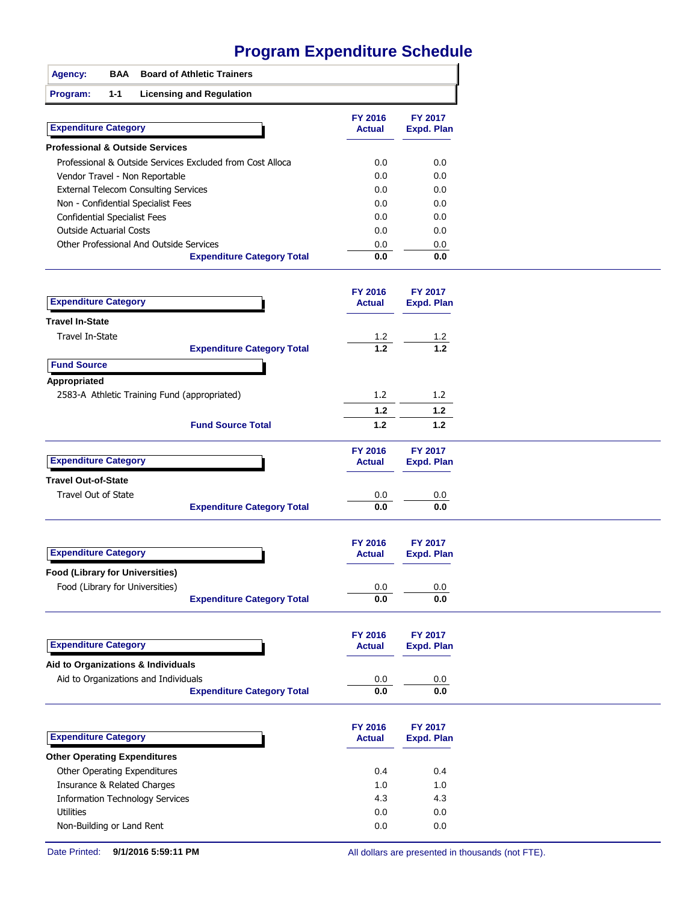# Program Expenditure Schedule

**Agency:** BAA Board of Athletic Trainers

**Program:** 1-1 Licensing and Regulation

| Expenditure Category | FY 2016 Actual | FY 2017 Expd. Plan |
|---|---|---|
| **Professional & Outside Services** | | |
| Professional & Outside Services Excluded from Cost Alloca | 0.0 | 0.0 |
| Vendor Travel - Non Reportable | 0.0 | 0.0 |
| External Telecom Consulting Services | 0.0 | 0.0 |
| Non - Confidential Specialist Fees | 0.0 | 0.0 |
| Confidential Specialist Fees | 0.0 | 0.0 |
| Outside Actuarial Costs | 0.0 | 0.0 |
| Other Professional And Outside Services | 0.0 | 0.0 |
| **Expenditure Category Total** | **0.0** | **0.0** |

| Expenditure Category | FY 2016 Actual | FY 2017 Expd. Plan |
|---|---|---|
| **Travel In-State** | | |
| Travel In-State | 1.2 | 1.2 |
| **Expenditure Category Total** | **1.2** | **1.2** |

| Fund Source | FY 2016 Actual | FY 2017 Expd. Plan |
|---|---|---|
| **Appropriated** | | |
| 2583-A Athletic Training Fund (appropriated) | 1.2 | 1.2 |
| | **1.2** | **1.2** |
| **Fund Source Total** | **1.2** | **1.2** |

| Expenditure Category | FY 2016 Actual | FY 2017 Expd. Plan |
|---|---|---|
| **Travel Out-of-State** | | |
| Travel Out of State | 0.0 | 0.0 |
| **Expenditure Category Total** | **0.0** | **0.0** |

| Expenditure Category | FY 2016 Actual | FY 2017 Expd. Plan |
|---|---|---|
| **Food (Library for Universities)** | | |
| Food (Library for Universities) | 0.0 | 0.0 |
| **Expenditure Category Total** | **0.0** | **0.0** |

| Expenditure Category | FY 2016 Actual | FY 2017 Expd. Plan |
|---|---|---|
| **Aid to Organizations & Individuals** | | |
| Aid to Organizations and Individuals | 0.0 | 0.0 |
| **Expenditure Category Total** | **0.0** | **0.0** |

| Expenditure Category | FY 2016 Actual | FY 2017 Expd. Plan |
|---|---|---|
| **Other Operating Expenditures** | | |
| Other Operating Expenditures | 0.4 | 0.4 |
| Insurance & Related Charges | 1.0 | 1.0 |
| Information Technology Services | 4.3 | 4.3 |
| Utilities | 0.0 | 0.0 |
| Non-Building or Land Rent | 0.0 | 0.0 |

Date Printed: **9/1/2016 5:59:11 PM**

All dollars are presented in thousands (not FTE).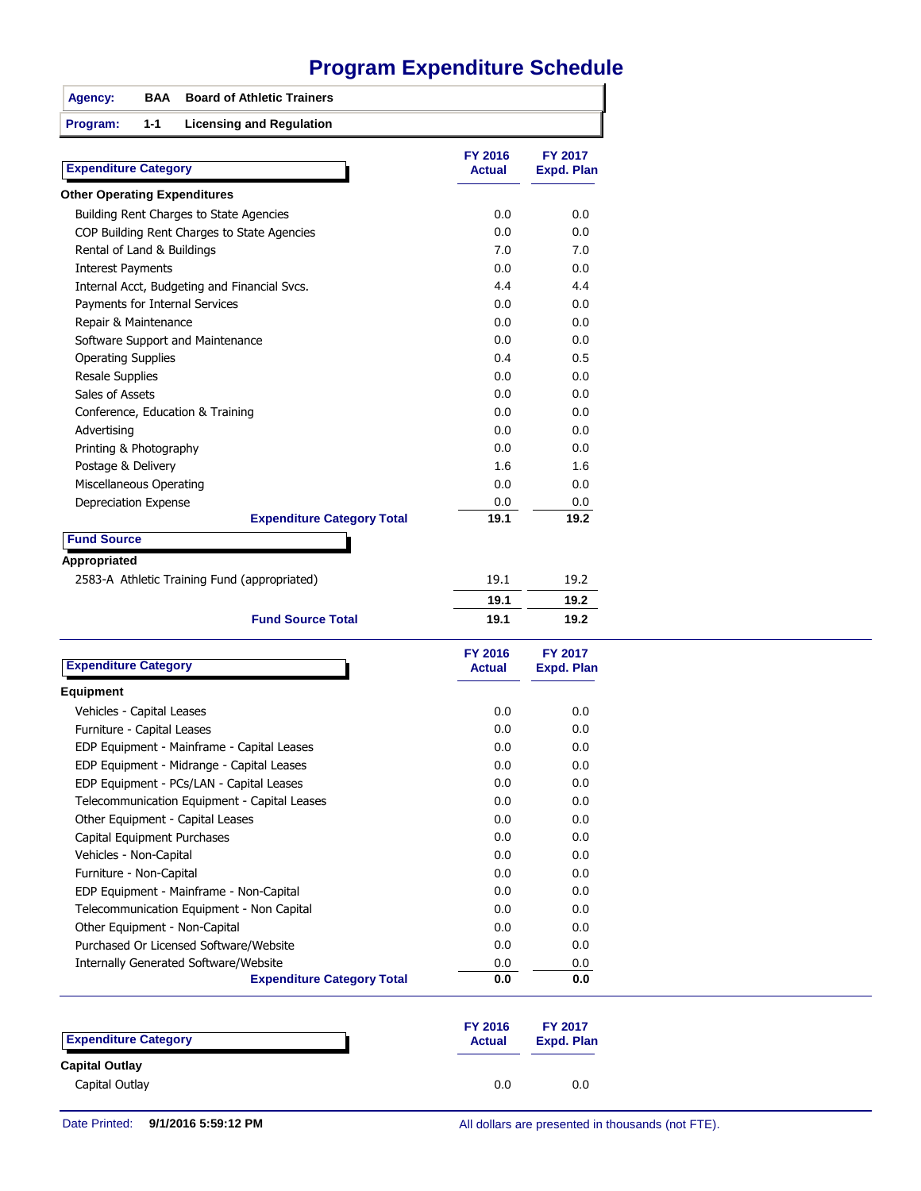# Program Expenditure Schedule

**Agency:** BAA **Board of Athletic Trainers**

**Program:** 1-1 **Licensing and Regulation**

| Expenditure Category | FY 2016 Actual | FY 2017 Expd. Plan |
|---|---|---|
| **Other Operating Expenditures** | | |
| Building Rent Charges to State Agencies | 0.0 | 0.0 |
| COP Building Rent Charges to State Agencies | 0.0 | 0.0 |
| Rental of Land & Buildings | 7.0 | 7.0 |
| Interest Payments | 0.0 | 0.0 |
| Internal Acct, Budgeting and Financial Svcs. | 4.4 | 4.4 |
| Payments for Internal Services | 0.0 | 0.0 |
| Repair & Maintenance | 0.0 | 0.0 |
| Software Support and Maintenance | 0.0 | 0.0 |
| Operating Supplies | 0.4 | 0.5 |
| Resale Supplies | 0.0 | 0.0 |
| Sales of Assets | 0.0 | 0.0 |
| Conference, Education & Training | 0.0 | 0.0 |
| Advertising | 0.0 | 0.0 |
| Printing & Photography | 0.0 | 0.0 |
| Postage & Delivery | 1.6 | 1.6 |
| Miscellaneous Operating | 0.0 | 0.0 |
| Depreciation Expense | 0.0 | 0.0 |
| **Expenditure Category Total** | **19.1** | **19.2** |

| Fund Source | FY 2016 Actual | FY 2017 Expd. Plan |
|---|---|---|
| **Appropriated** | | |
| 2583-A Athletic Training Fund (appropriated) | 19.1 | 19.2 |
| | **19.1** | **19.2** |
| **Fund Source Total** | **19.1** | **19.2** |

| Expenditure Category | FY 2016 Actual | FY 2017 Expd. Plan |
|---|---|---|
| **Equipment** | | |
| Vehicles - Capital Leases | 0.0 | 0.0 |
| Furniture - Capital Leases | 0.0 | 0.0 |
| EDP Equipment - Mainframe - Capital Leases | 0.0 | 0.0 |
| EDP Equipment - Midrange - Capital Leases | 0.0 | 0.0 |
| EDP Equipment - PCs/LAN - Capital Leases | 0.0 | 0.0 |
| Telecommunication Equipment - Capital Leases | 0.0 | 0.0 |
| Other Equipment - Capital Leases | 0.0 | 0.0 |
| Capital Equipment Purchases | 0.0 | 0.0 |
| Vehicles - Non-Capital | 0.0 | 0.0 |
| Furniture - Non-Capital | 0.0 | 0.0 |
| EDP Equipment - Mainframe - Non-Capital | 0.0 | 0.0 |
| Telecommunication Equipment - Non Capital | 0.0 | 0.0 |
| Other Equipment - Non-Capital | 0.0 | 0.0 |
| Purchased Or Licensed Software/Website | 0.0 | 0.0 |
| Internally Generated Software/Website | 0.0 | 0.0 |
| **Expenditure Category Total** | **0.0** | **0.0** |

| Expenditure Category | FY 2016 Actual | FY 2017 Expd. Plan |
|---|---|---|
| **Capital Outlay** | | |
| Capital Outlay | 0.0 | 0.0 |

Date Printed: **9/1/2016 5:59:12 PM**

All dollars are presented in thousands (not FTE).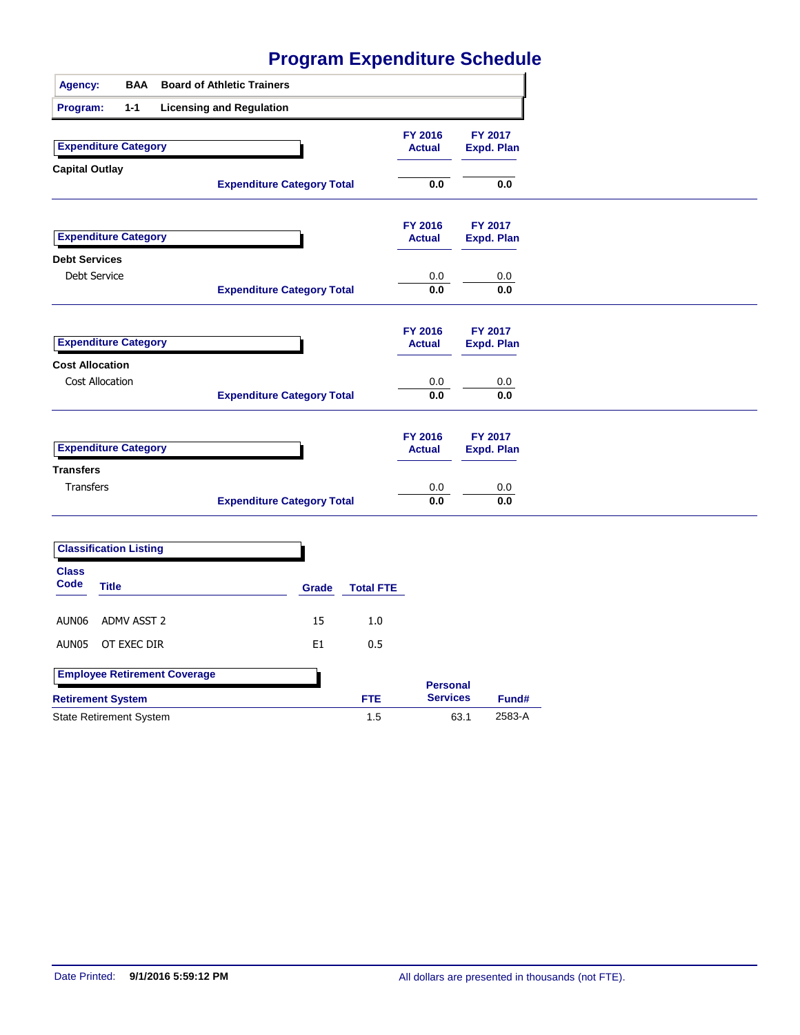# Program Expenditure Schedule

| Agency: | BAA | Board of Athletic Trainers |
|---|---|---|
| Program: | 1-1 | Licensing and Regulation |

| Expenditure Category | FY 2016 Actual | FY 2017 Expd. Plan |
|---|---|---|
| **Capital Outlay** | | |
| **Expenditure Category Total** | **0.0** | **0.0** |

| Expenditure Category | FY 2016 Actual | FY 2017 Expd. Plan |
|---|---|---|
| **Debt Services** | | |
| Debt Service | 0.0 | 0.0 |
| **Expenditure Category Total** | **0.0** | **0.0** |

| Expenditure Category | FY 2016 Actual | FY 2017 Expd. Plan |
|---|---|---|
| **Cost Allocation** | | |
| Cost Allocation | 0.0 | 0.0 |
| **Expenditure Category Total** | **0.0** | **0.0** |

| Expenditure Category | FY 2016 Actual | FY 2017 Expd. Plan |
|---|---|---|
| **Transfers** | | |
| Transfers | 0.0 | 0.0 |
| **Expenditure Category Total** | **0.0** | **0.0** |

**Classification Listing**

| Class Code | Title | Grade | Total FTE |
|---|---|---|---|
| AUN06 | ADMV ASST 2 | 15 | 1.0 |
| AUN05 | OT EXEC DIR | E1 | 0.5 |

**Employee Retirement Coverage**

| Retirement System | FTE | Personal Services | Fund# |
|---|---|---|---|
| State Retirement System | 1.5 | 63.1 | 2583-A |

Date Printed: **9/1/2016 5:59:12 PM**

All dollars are presented in thousands (not FTE).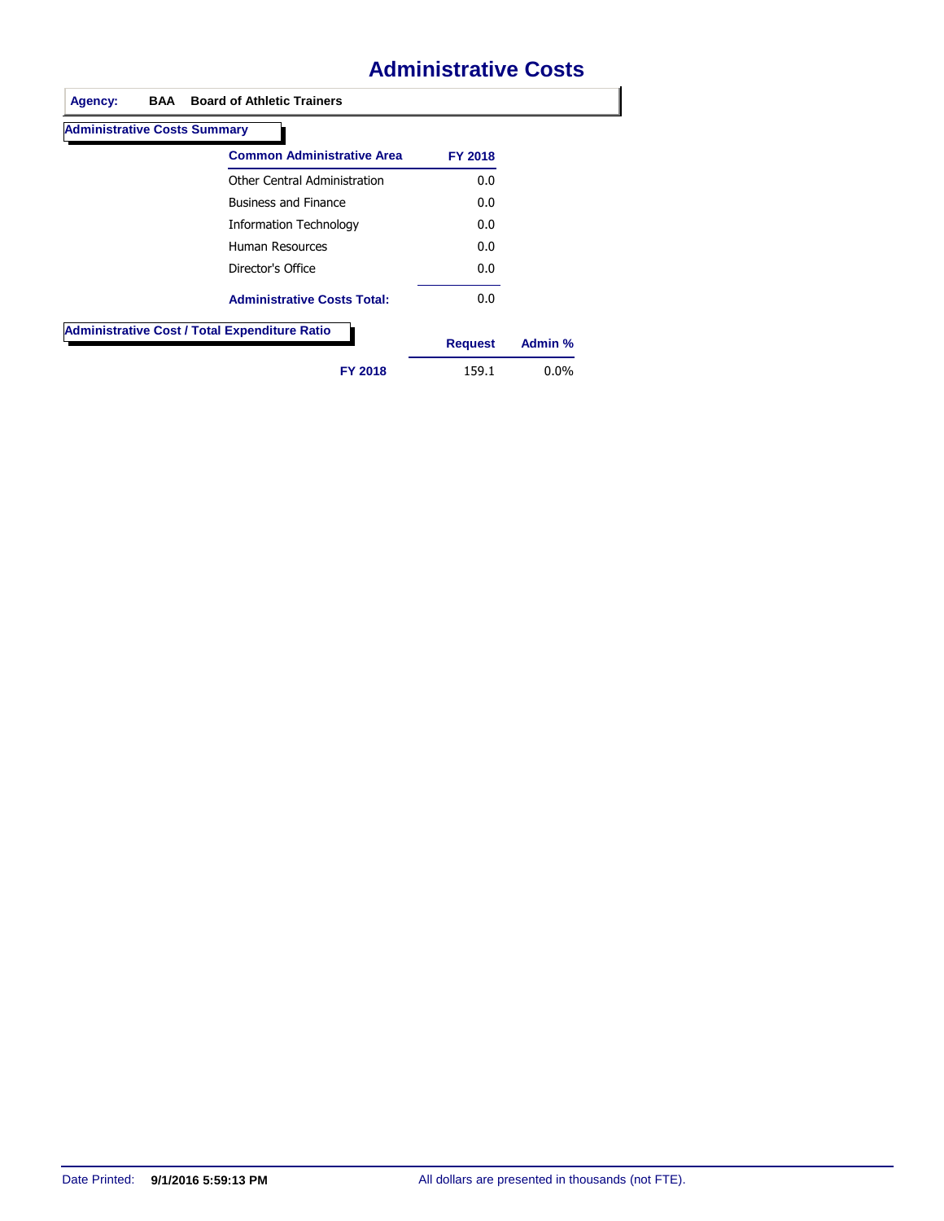# Administrative Costs

**Agency:** **BAA** **Board of Athletic Trainers**

## Administrative Costs Summary

| Common Administrative Area | FY 2018 |
|---|---|
| Other Central Administration | 0.0 |
| Business and Finance | 0.0 |
| Information Technology | 0.0 |
| Human Resources | 0.0 |
| Director's Office | 0.0 |
| **Administrative Costs Total:** | 0.0 |

## Administrative Cost / Total Expenditure Ratio

| | Request | Admin % |
|---|---|---|
| **FY 2018** | 159.1 | 0.0% |

Date Printed: **9/1/2016 5:59:13 PM** All dollars are presented in thousands (not FTE).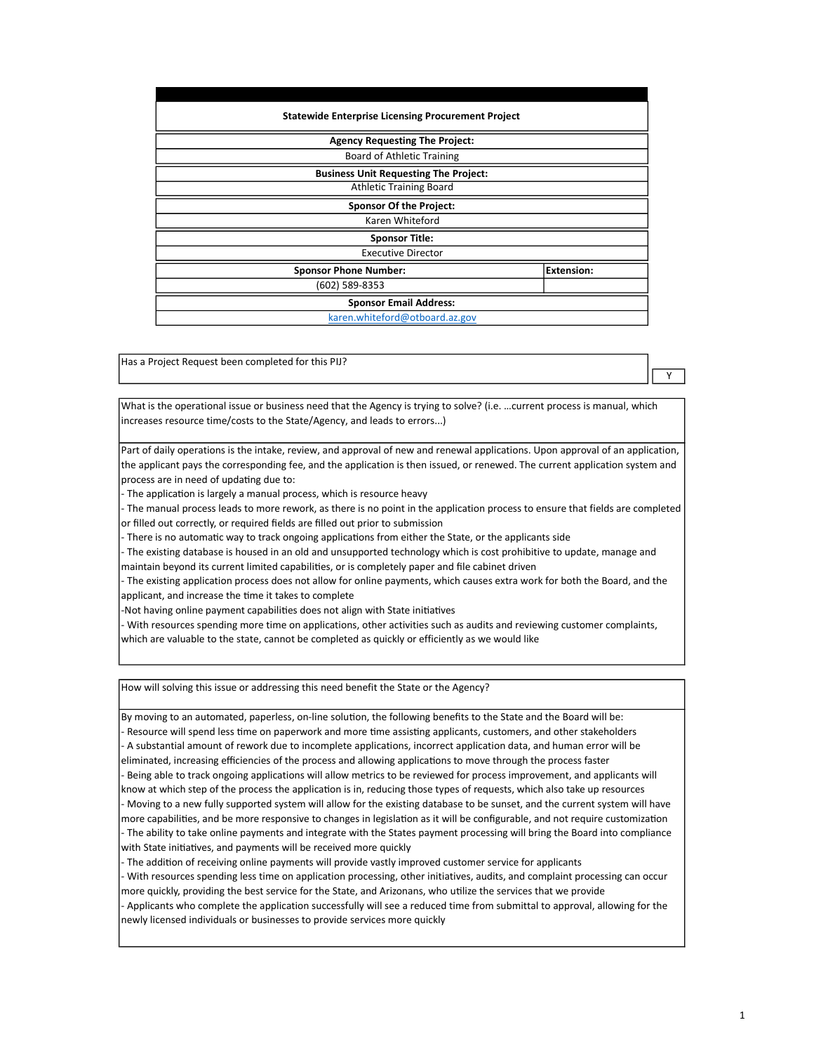**Statewide Enterprise Licensing Procurement Project**

| **Agency Requesting The Project:** | |
|---|---|
| Board of Athletic Training | |
| **Business Unit Requesting The Project:** | |
| Athletic Training Board | |
| **Sponsor Of the Project:** | |
| Karen Whiteford | |
| **Sponsor Title:** | |
| Executive Director | |
| **Sponsor Phone Number:** | **Extension:** |
| (602) 589-8353 | |
| **Sponsor Email Address:** | |
| karen.whiteford@otboard.az.gov | |

| Has a Project Request been completed for this PIJ? | Y |
|---|---|

**What is the operational issue or business need that the Agency is trying to solve? (i.e. …current process is manual, which increases resource time/costs to the State/Agency, and leads to errors...)**

Part of daily operations is the intake, review, and approval of new and renewal applications. Upon approval of an application, the applicant pays the corresponding fee, and the application is then issued, or renewed. The current application system and process are in need of updating due to:

- The application is largely a manual process, which is resource heavy
- The manual process leads to more rework, as there is no point in the application process to ensure that fields are completed or filled out correctly, or required fields are filled out prior to submission
- There is no automatic way to track ongoing applications from either the State, or the applicants side
- The existing database is housed in an old and unsupported technology which is cost prohibitive to update, manage and maintain beyond its current limited capabilities, or is completely paper and file cabinet driven
- The existing application process does not allow for online payments, which causes extra work for both the Board, and the applicant, and increase the time it takes to complete
- Not having online payment capabilities does not align with State initiatives
- With resources spending more time on applications, other activities such as audits and reviewing customer complaints, which are valuable to the state, cannot be completed as quickly or efficiently as we would like

**How will solving this issue or addressing this need benefit the State or the Agency?**

By moving to an automated, paperless, on-line solution, the following benefits to the State and the Board will be:

- Resource will spend less time on paperwork and more time assisting applicants, customers, and other stakeholders
- A substantial amount of rework due to incomplete applications, incorrect application data, and human error will be eliminated, increasing efficiencies of the process and allowing applications to move through the process faster
- Being able to track ongoing applications will allow metrics to be reviewed for process improvement, and applicants will know at which step of the process the application is in, reducing those types of requests, which also take up resources
- Moving to a new fully supported system will allow for the existing database to be sunset, and the current system will have more capabilities, and be more responsive to changes in legislation as it will be configurable, and not require customization
- The ability to take online payments and integrate with the States payment processing will bring the Board into compliance with State initiatives, and payments will be received more quickly
- The addition of receiving online payments will provide vastly improved customer service for applicants
- With resources spending less time on application processing, other initiatives, audits, and complaint processing can occur more quickly, providing the best service for the State, and Arizonans, who utilize the services that we provide
- Applicants who complete the application successfully will see a reduced time from submittal to approval, allowing for the newly licensed individuals or businesses to provide services more quickly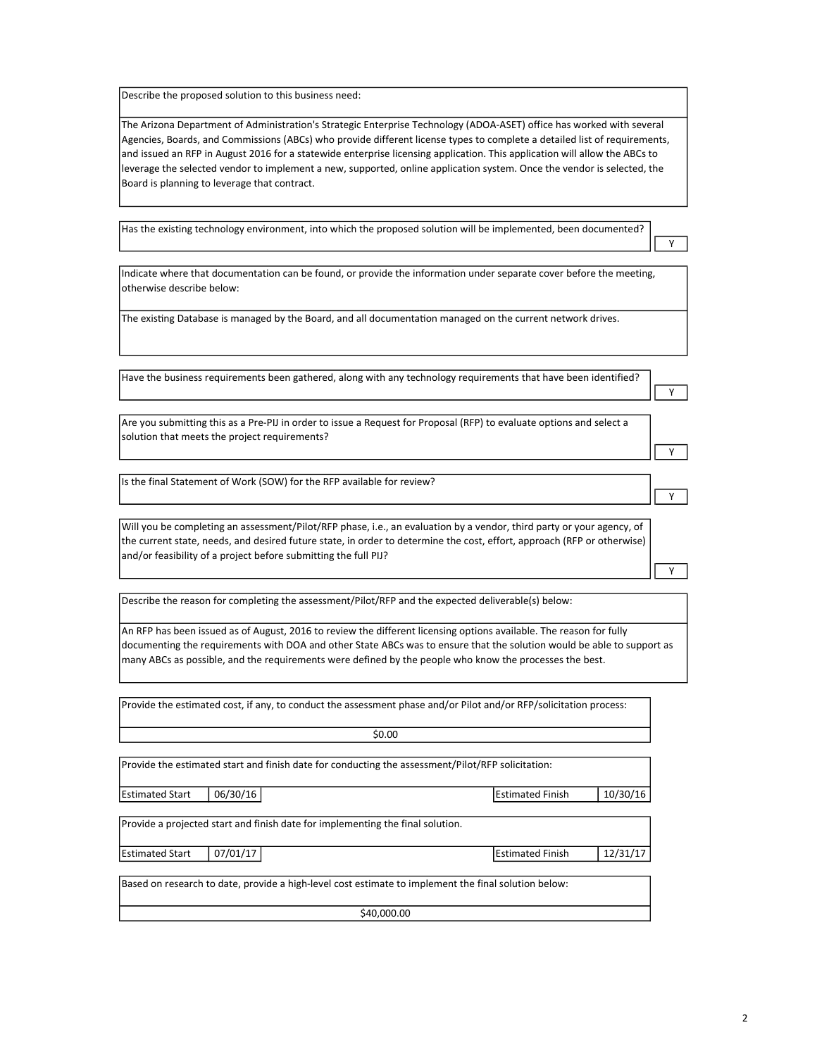Describe the proposed solution to this business need:

The Arizona Department of Administration's Strategic Enterprise Technology (ADOA-ASET) office has worked with several Agencies, Boards, and Commissions (ABCs) who provide different license types to complete a detailed list of requirements, and issued an RFP in August 2016 for a statewide enterprise licensing application. This application will allow the ABCs to leverage the selected vendor to implement a new, supported, online application system. Once the vendor is selected, the Board is planning to leverage that contract.

| Has the existing technology environment, into which the proposed solution will be implemented, been documented? | Y |
|---|---|

Indicate where that documentation can be found, or provide the information under separate cover before the meeting, otherwise describe below:

The existing Database is managed by the Board, and all documentation managed on the current network drives.

| Have the business requirements been gathered, along with any technology requirements that have been identified? | Y |
|---|---|
| Are you submitting this as a Pre-PIJ in order to issue a Request for Proposal (RFP) to evaluate options and select a solution that meets the project requirements? | Y |
| Is the final Statement of Work (SOW) for the RFP available for review? | Y |
| Will you be completing an assessment/Pilot/RFP phase, i.e., an evaluation by a vendor, third party or your agency, of the current state, needs, and desired future state, in order to determine the cost, effort, approach (RFP or otherwise) and/or feasibility of a project before submitting the full PIJ? | Y |

Describe the reason for completing the assessment/Pilot/RFP and the expected deliverable(s) below:

An RFP has been issued as of August, 2016 to review the different licensing options available. The reason for fully documenting the requirements with DOA and other State ABCs was to ensure that the solution would be able to support as many ABCs as possible, and the requirements were defined by the people who know the processes the best.

Provide the estimated cost, if any, to conduct the assessment phase and/or Pilot and/or RFP/solicitation process:

$0.00

Provide the estimated start and finish date for conducting the assessment/Pilot/RFP solicitation:

| Estimated Start | 06/30/16 | Estimated Finish | 10/30/16 |
|---|---|---|---|

Provide a projected start and finish date for implementing the final solution.

| Estimated Start | 07/01/17 | Estimated Finish | 12/31/17 |
|---|---|---|---|

Based on research to date, provide a high-level cost estimate to implement the final solution below:

$40,000.00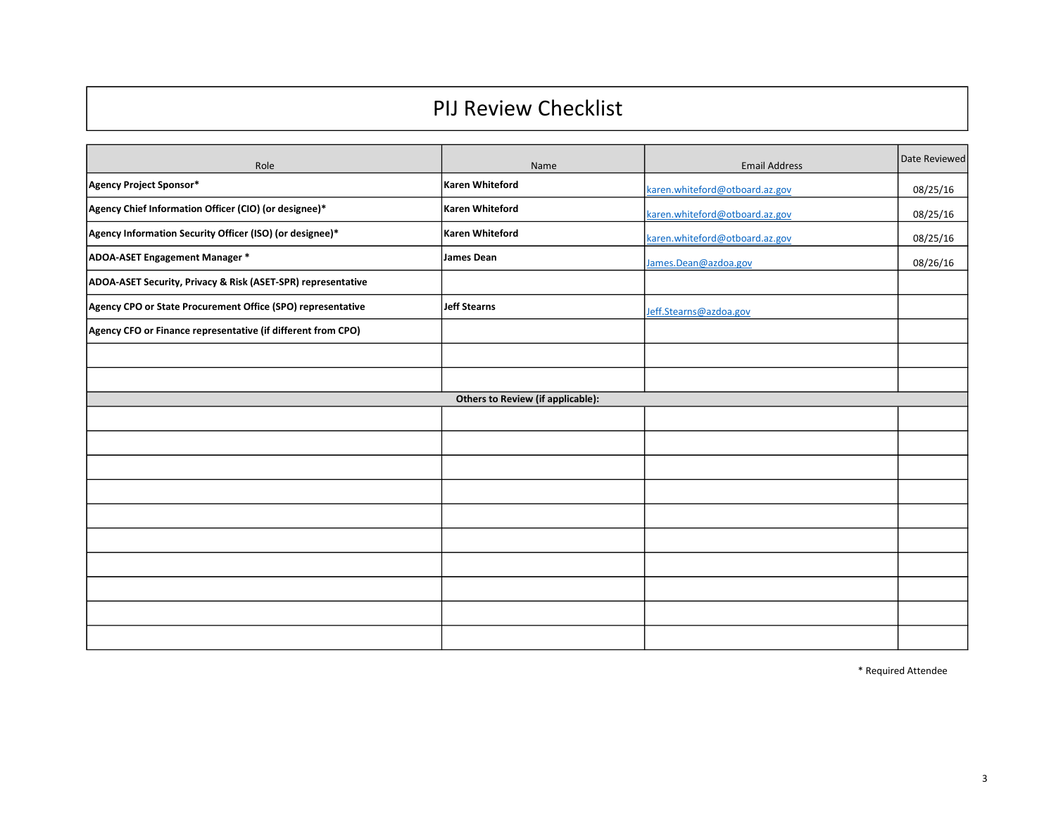# PIJ Review Checklist

| Role | Name | Email Address | Date Reviewed |
|---|---|---|---|
| **Agency Project Sponsor*** | **Karen Whiteford** | karen.whiteford@otboard.az.gov | 08/25/16 |
| **Agency Chief Information Officer (CIO) (or designee)*** | **Karen Whiteford** | karen.whiteford@otboard.az.gov | 08/25/16 |
| **Agency Information Security Officer (ISO) (or designee)*** | **Karen Whiteford** | karen.whiteford@otboard.az.gov | 08/25/16 |
| **ADOA-ASET Engagement Manager *** | **James Dean** | James.Dean@azdoa.gov | 08/26/16 |
| **ADOA-ASET Security, Privacy & Risk (ASET-SPR) representative** | | | |
| **Agency CPO or State Procurement Office (SPO) representative** | **Jeff Stearns** | Jeff.Stearns@azdoa.gov | |
| **Agency CFO or Finance representative (if different from CPO)** | | | |
| | | | |
| | | | |
| **Others to Review (if applicable):** | | | |
| | | | |
| | | | |
| | | | |
| | | | |
| | | | |
| | | | |
| | | | |
| | | | |
| | | | |
| | | | |

* Required Attendee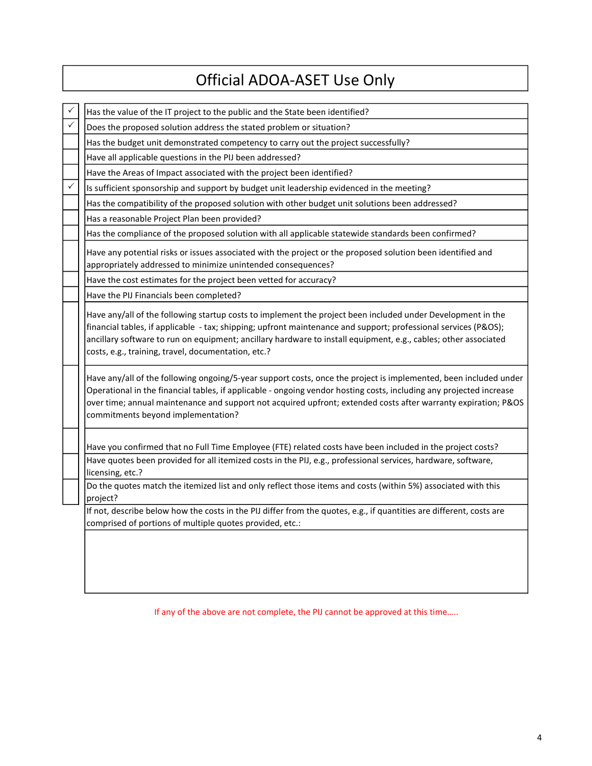# Official ADOA-ASET Use Only

| | |
|---|---|
| ✓ | Has the value of the IT project to the public and the State been identified? |
| ✓ | Does the proposed solution address the stated problem or situation? |
| | Has the budget unit demonstrated competency to carry out the project successfully? |
| | Have all applicable questions in the PIJ been addressed? |
| | Have the Areas of Impact associated with the project been identified? |
| ✓ | Is sufficient sponsorship and support by budget unit leadership evidenced in the meeting? |
| | Has the compatibility of the proposed solution with other budget unit solutions been addressed? |
| | Has a reasonable Project Plan been provided? |
| | Has the compliance of the proposed solution with all applicable statewide standards been confirmed? |
| | Have any potential risks or issues associated with the project or the proposed solution been identified and appropriately addressed to minimize unintended consequences? |
| | Have the cost estimates for the project been vetted for accuracy? |
| | Have the PIJ Financials been completed? |
| | Have any/all of the following startup costs to implement the project been included under Development in the financial tables, if applicable - tax; shipping; upfront maintenance and support; professional services (P&OS); ancillary software to run on equipment; ancillary hardware to install equipment, e.g., cables; other associated costs, e.g., training, travel, documentation, etc.? |
| | Have any/all of the following ongoing/5-year support costs, once the project is implemented, been included under Operational in the financial tables, if applicable - ongoing vendor hosting costs, including any projected increase over time; annual maintenance and support not acquired upfront; extended costs after warranty expiration; P&OS commitments beyond implementation? |
| | Have you confirmed that no Full Time Employee (FTE) related costs have been included in the project costs? |
| | Have quotes been provided for all itemized costs in the PIJ, e.g., professional services, hardware, software, licensing, etc.? |
| | Do the quotes match the itemized list and only reflect those items and costs (within 5%) associated with this project? |

If not, describe below how the costs in the PIJ differ from the quotes, e.g., if quantities are different, costs are comprised of portions of multiple quotes provided, etc.:

If any of the above are not complete, the PIJ cannot be approved at this time.....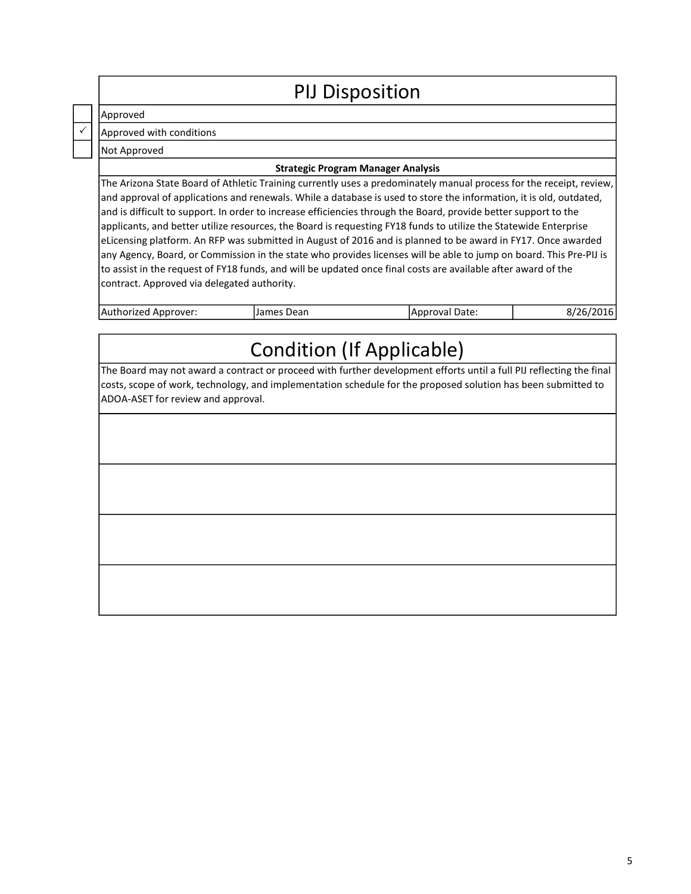# PIJ Disposition

| | |
|---|---|
| | Approved |
| ✓ | Approved with conditions |
| | Not Approved |

**Strategic Program Manager Analysis**

The Arizona State Board of Athletic Training currently uses a predominately manual process for the receipt, review, and approval of applications and renewals. While a database is used to store the information, it is old, outdated, and is difficult to support. In order to increase efficiencies through the Board, provide better support to the applicants, and better utilize resources, the Board is requesting FY18 funds to utilize the Statewide Enterprise eLicensing platform. An RFP was submitted in August of 2016 and is planned to be award in FY17. Once awarded any Agency, Board, or Commission in the state who provides licenses will be able to jump on board. This Pre-PIJ is to assist in the request of FY18 funds, and will be updated once final costs are available after award of the contract. Approved via delegated authority.

| | | | |
|---|---|---|---|
| Authorized Approver: | James Dean | Approval Date: | 8/26/2016 |

# Condition (If Applicable)

The Board may not award a contract or proceed with further development efforts until a full PIJ reflecting the final costs, scope of work, technology, and implementation schedule for the proposed solution has been submitted to ADOA-ASET for review and approval.